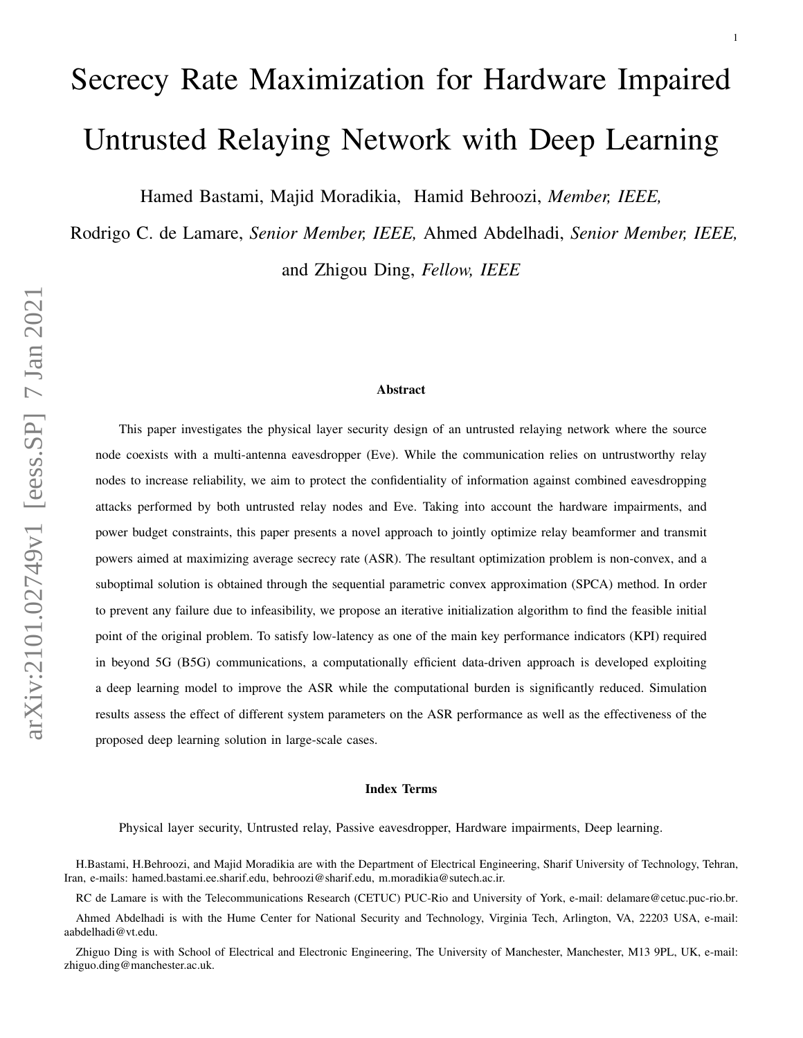# Secrecy Rate Maximization for Hardware Impaired Untrusted Relaying Network with Deep Learning

Hamed Bastami, Majid Moradikia, Hamid Behroozi, *Member, IEEE,*

Rodrigo C. de Lamare, *Senior Member, IEEE,* Ahmed Abdelhadi, *Senior Member, IEEE,*

and Zhigou Ding, *Fellow, IEEE*

### Abstract

This paper investigates the physical layer security design of an untrusted relaying network where the source node coexists with a multi-antenna eavesdropper (Eve). While the communication relies on untrustworthy relay nodes to increase reliability, we aim to protect the confidentiality of information against combined eavesdropping attacks performed by both untrusted relay nodes and Eve. Taking into account the hardware impairments, and power budget constraints, this paper presents a novel approach to jointly optimize relay beamformer and transmit powers aimed at maximizing average secrecy rate (ASR). The resultant optimization problem is non-convex, and a suboptimal solution is obtained through the sequential parametric convex approximation (SPCA) method. In order to prevent any failure due to infeasibility, we propose an iterative initialization algorithm to find the feasible initial point of the original problem. To satisfy low-latency as one of the main key performance indicators (KPI) required in beyond 5G (B5G) communications, a computationally efficient data-driven approach is developed exploiting a deep learning model to improve the ASR while the computational burden is significantly reduced. Simulation results assess the effect of different system parameters on the ASR performance as well as the effectiveness of the proposed deep learning solution in large-scale cases.

### Index Terms

Physical layer security, Untrusted relay, Passive eavesdropper, Hardware impairments, Deep learning.

H.Bastami, H.Behroozi, and Majid Moradikia are with the Department of Electrical Engineering, Sharif University of Technology, Tehran, Iran, e-mails: hamed.bastami.ee.sharif.edu, behroozi@sharif.edu, m.moradikia@sutech.ac.ir.

RC de Lamare is with the Telecommunications Research (CETUC) PUC-Rio and University of York, e-mail: delamare@cetuc.puc-rio.br.

Ahmed Abdelhadi is with the Hume Center for National Security and Technology, Virginia Tech, Arlington, VA, 22203 USA, e-mail: aabdelhadi@vt.edu.

Zhiguo Ding is with School of Electrical and Electronic Engineering, The University of Manchester, Manchester, M13 9PL, UK, e-mail: zhiguo.ding@manchester.ac.uk.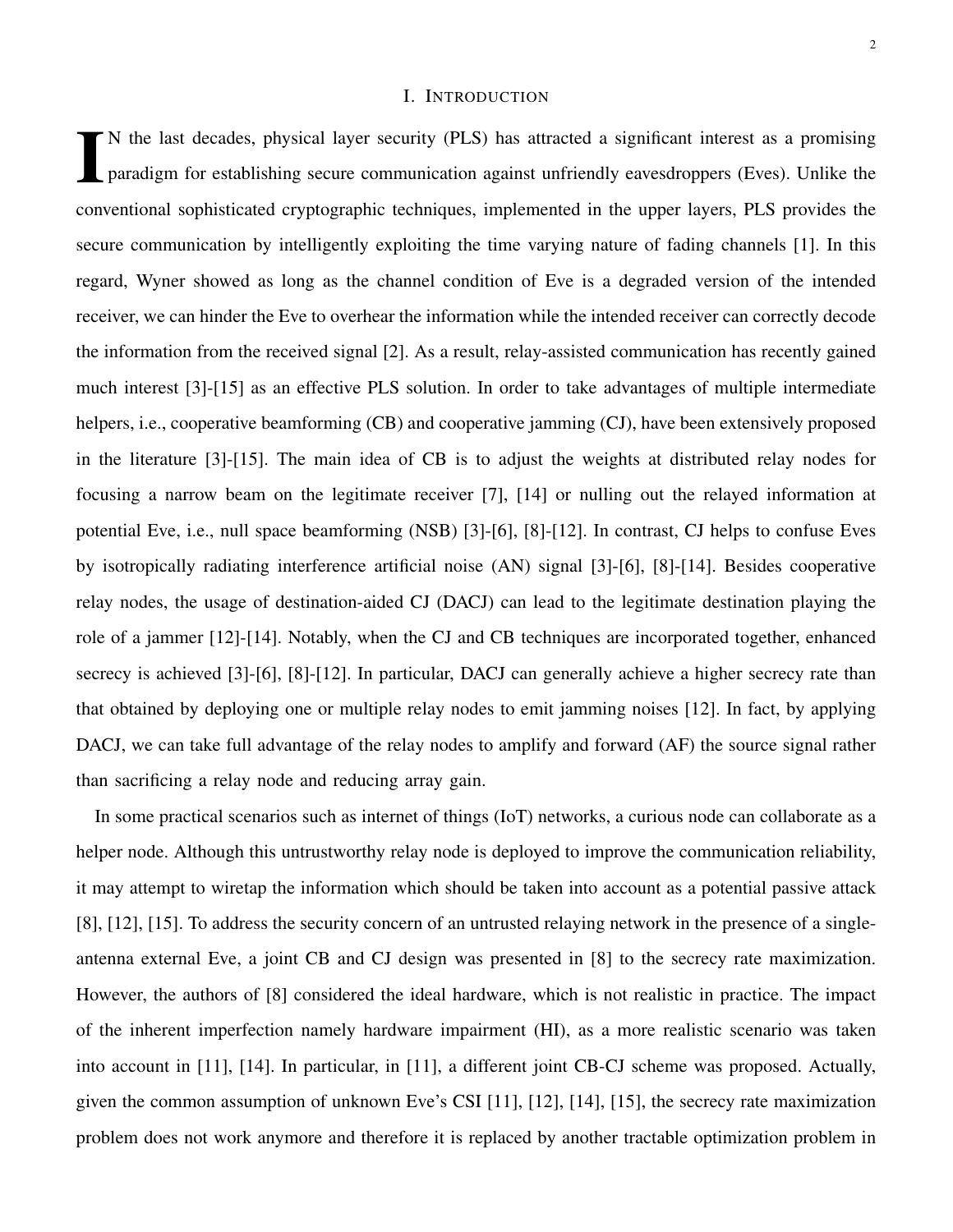## I. Introduction

In the last decades, physical layer security (PLS) has attracted a significant interest as a promising paradigm for establishing secure communication against unfriendly eavesdroppers (Eves). Unlike the conventional sophisticated cryptographic techniques, implemented in the upper layers, PLS provides the secure communication by intelligently exploiting the time varying nature of fading channels [1]. In this regard, Wyner showed as long as the channel condition of Eve is a degraded version of the intended receiver, we can hinder the Eve to overhear the information while the intended receiver can correctly decode the information from the received signal [2]. As a result, relay-assisted communication has recently gained much interest [3]-[15] as an effective PLS solution. In order to take advantages of multiple intermediate helpers, i.e., cooperative beamforming (CB) and cooperative jamming (CJ), have been extensively proposed in the literature [3]-[15]. The main idea of CB is to adjust the weights at distributed relay nodes for focusing a narrow beam on the legitimate receiver [7], [14] or nulling out the relayed information at potential Eve, i.e., null space beamforming (NSB) [3]-[6], [8]-[12]. In contrast, CJ helps to confuse Eves by isotropically radiating interference artificial noise (AN) signal [3]-[6], [8]-[14]. Besides cooperative relay nodes, the usage of destination-aided CJ (DACJ) can lead to the legitimate destination playing the role of a jammer [12]-[14]. Notably, when the CJ and CB techniques are incorporated together, enhanced secrecy is achieved [3]-[6], [8]-[12]. In particular, DACJ can generally achieve a higher secrecy rate than that obtained by deploying one or multiple relay nodes to emit jamming noises [12]. In fact, by applying DACJ, we can take full advantage of the relay nodes to amplify and forward (AF) the source signal rather than sacrificing a relay node and reducing array gain.

In some practical scenarios such as internet of things (IoT) networks, a curious node can collaborate as a helper node. Although this untrustworthy relay node is deployed to improve the communication reliability, it may attempt to wiretap the information which should be taken into account as a potential passive attack [8], [12], [15]. To address the security concern of an untrusted relaying network in the presence of a single-antenna external Eve, a joint CB and CJ design was presented in [8] to the secrecy rate maximization. However, the authors of [8] considered the ideal hardware, which is not realistic in practice. The impact of the inherent imperfection namely hardware impairment (HI), as a more realistic scenario was taken into account in [11], [14]. In particular, in [11], a different joint CB-CJ scheme was proposed. Actually, given the common assumption of unknown Eve's CSI [11], [12], [14], [15], the secrecy rate maximization problem does not work anymore and therefore it is replaced by another tractable optimization problem in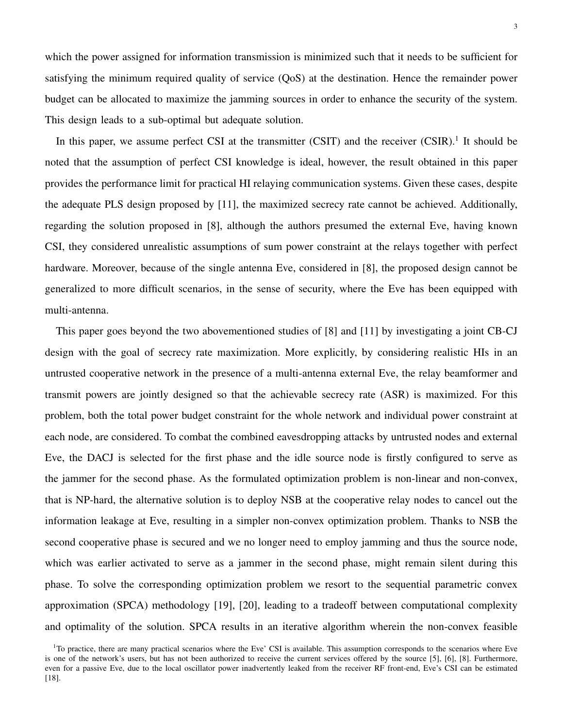which the power assigned for information transmission is minimized such that it needs to be sufficient for satisfying the minimum required quality of service (QoS) at the destination. Hence the remainder power budget can be allocated to maximize the jamming sources in order to enhance the security of the system. This design leads to a sub-optimal but adequate solution.

In this paper, we assume perfect CSI at the transmitter (CSIT) and the receiver (CSIR).[1] It should be noted that the assumption of perfect CSI knowledge is ideal, however, the result obtained in this paper provides the performance limit for practical HI relaying communication systems. Given these cases, despite the adequate PLS design proposed by [11], the maximized secrecy rate cannot be achieved. Additionally, regarding the solution proposed in [8], although the authors presumed the external Eve, having known CSI, they considered unrealistic assumptions of sum power constraint at the relays together with perfect hardware. Moreover, because of the single antenna Eve, considered in [8], the proposed design cannot be generalized to more difficult scenarios, in the sense of security, where the Eve has been equipped with multi-antenna.

This paper goes beyond the two abovementioned studies of [8] and [11] by investigating a joint CB-CJ design with the goal of secrecy rate maximization. More explicitly, by considering realistic HIs in an untrusted cooperative network in the presence of a multi-antenna external Eve, the relay beamformer and transmit powers are jointly designed so that the achievable secrecy rate (ASR) is maximized. For this problem, both the total power budget constraint for the whole network and individual power constraint at each node, are considered. To combat the combined eavesdropping attacks by untrusted nodes and external Eve, the DACJ is selected for the first phase and the idle source node is firstly configured to serve as the jammer for the second phase. As the formulated optimization problem is non-linear and non-convex, that is NP-hard, the alternative solution is to deploy NSB at the cooperative relay nodes to cancel out the information leakage at Eve, resulting in a simpler non-convex optimization problem. Thanks to NSB the second cooperative phase is secured and we no longer need to employ jamming and thus the source node, which was earlier activated to serve as a jammer in the second phase, might remain silent during this phase. To solve the corresponding optimization problem we resort to the sequential parametric convex approximation (SPCA) methodology [19], [20], leading to a tradeoff between computational complexity and optimality of the solution. SPCA results in an iterative algorithm wherein the non-convex feasible

[1]To practice, there are many practical scenarios where the Eve' CSI is available. This assumption corresponds to the scenarios where Eve is one of the network's users, but has not been authorized to receive the current services offered by the source [5], [6], [8]. Furthermore, even for a passive Eve, due to the local oscillator power inadvertently leaked from the receiver RF front-end, Eve's CSI can be estimated [18].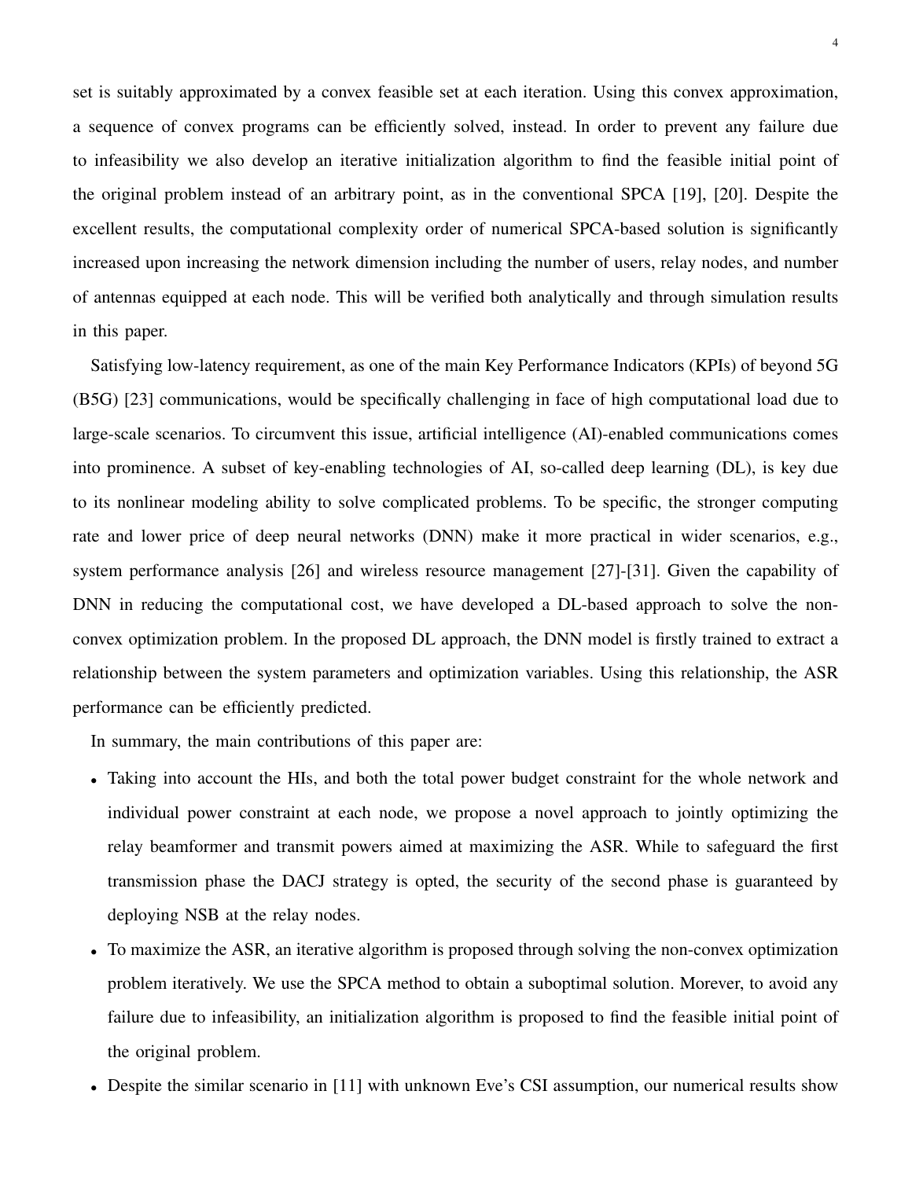set is suitably approximated by a convex feasible set at each iteration. Using this convex approximation, a sequence of convex programs can be efficiently solved, instead. In order to prevent any failure due to infeasibility we also develop an iterative initialization algorithm to find the feasible initial point of the original problem instead of an arbitrary point, as in the conventional SPCA [19], [20]. Despite the excellent results, the computational complexity order of numerical SPCA-based solution is significantly increased upon increasing the network dimension including the number of users, relay nodes, and number of antennas equipped at each node. This will be verified both analytically and through simulation results in this paper.

Satisfying low-latency requirement, as one of the main Key Performance Indicators (KPIs) of beyond 5G (B5G) [23] communications, would be specifically challenging in face of high computational load due to large-scale scenarios. To circumvent this issue, artificial intelligence (AI)-enabled communications comes into prominence. A subset of key-enabling technologies of AI, so-called deep learning (DL), is key due to its nonlinear modeling ability to solve complicated problems. To be specific, the stronger computing rate and lower price of deep neural networks (DNN) make it more practical in wider scenarios, e.g., system performance analysis [26] and wireless resource management [27]-[31]. Given the capability of DNN in reducing the computational cost, we have developed a DL-based approach to solve the non-convex optimization problem. In the proposed DL approach, the DNN model is firstly trained to extract a relationship between the system parameters and optimization variables. Using this relationship, the ASR performance can be efficiently predicted.

In summary, the main contributions of this paper are:

- Taking into account the HIs, and both the total power budget constraint for the whole network and individual power constraint at each node, we propose a novel approach to jointly optimizing the relay beamformer and transmit powers aimed at maximizing the ASR. While to safeguard the first transmission phase the DACJ strategy is opted, the security of the second phase is guaranteed by deploying NSB at the relay nodes.
- To maximize the ASR, an iterative algorithm is proposed through solving the non-convex optimization problem iteratively. We use the SPCA method to obtain a suboptimal solution. Morever, to avoid any failure due to infeasibility, an initialization algorithm is proposed to find the feasible initial point of the original problem.
- Despite the similar scenario in [11] with unknown Eve's CSI assumption, our numerical results show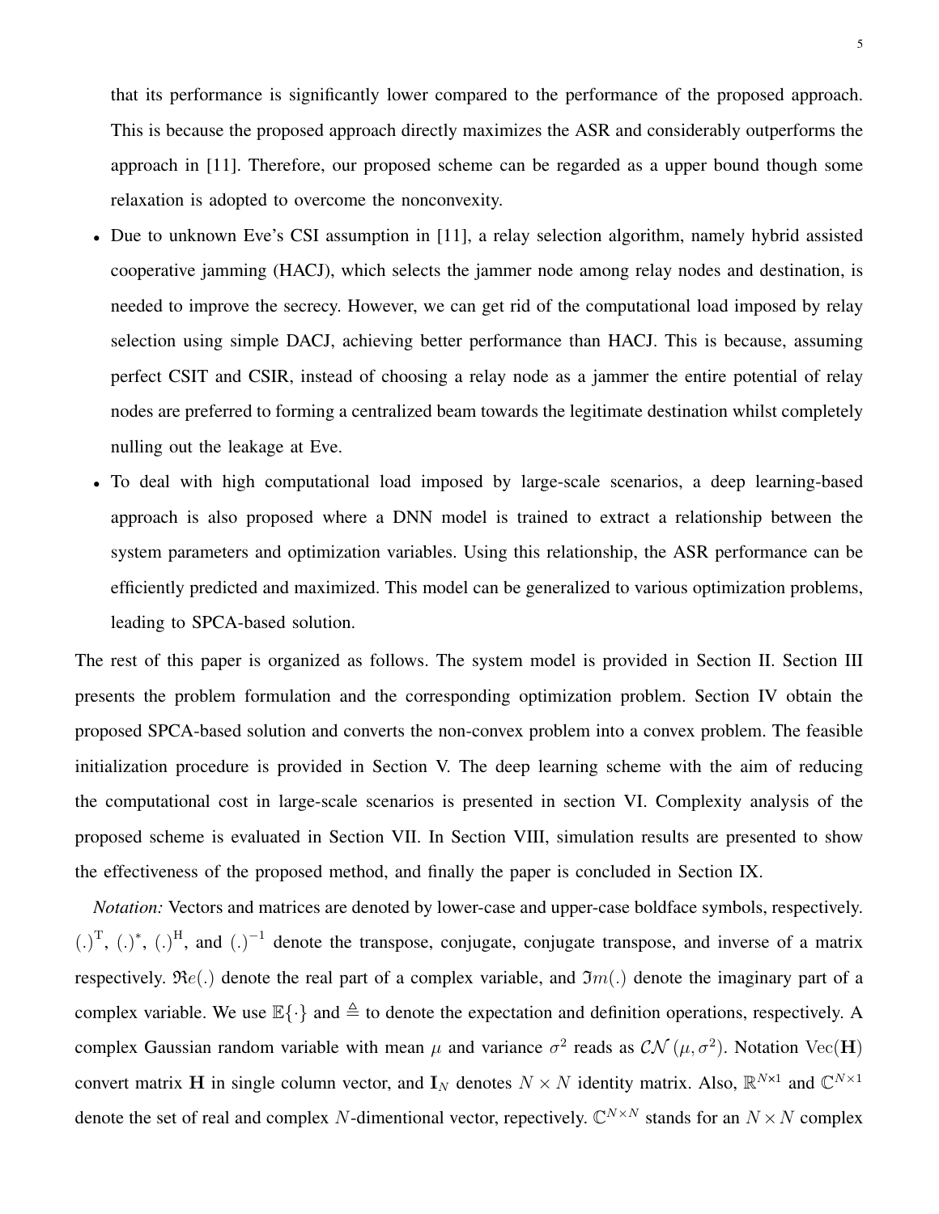that its performance is significantly lower compared to the performance of the proposed approach. This is because the proposed approach directly maximizes the ASR and considerably outperforms the approach in [11]. Therefore, our proposed scheme can be regarded as a upper bound though some relaxation is adopted to overcome the nonconvexity.

- Due to unknown Eve's CSI assumption in [11], a relay selection algorithm, namely hybrid assisted cooperative jamming (HACJ), which selects the jammer node among relay nodes and destination, is needed to improve the secrecy. However, we can get rid of the computational load imposed by relay selection using simple DACJ, achieving better performance than HACJ. This is because, assuming perfect CSIT and CSIR, instead of choosing a relay node as a jammer the entire potential of relay nodes are preferred to forming a centralized beam towards the legitimate destination whilst completely nulling out the leakage at Eve.
- To deal with high computational load imposed by large-scale scenarios, a deep learning-based approach is also proposed where a DNN model is trained to extract a relationship between the system parameters and optimization variables. Using this relationship, the ASR performance can be efficiently predicted and maximized. This model can be generalized to various optimization problems, leading to SPCA-based solution.

The rest of this paper is organized as follows. The system model is provided in Section II. Section III presents the problem formulation and the corresponding optimization problem. Section IV obtain the proposed SPCA-based solution and converts the non-convex problem into a convex problem. The feasible initialization procedure is provided in Section V. The deep learning scheme with the aim of reducing the computational cost in large-scale scenarios is presented in section VI. Complexity analysis of the proposed scheme is evaluated in Section VII. In Section VIII, simulation results are presented to show the effectiveness of the proposed method, and finally the paper is concluded in Section IX.

*Notation:* Vectors and matrices are denoted by lower-case and upper-case boldface symbols, respectively. $(.)^{\mathrm{T}}$, $(.)^{*}$, $(.)^{\mathrm{H}}$, and $(.)^{-1}$ denote the transpose, conjugate, conjugate transpose, and inverse of a matrix respectively. $\mathfrak{Re}(.)$ denote the real part of a complex variable, and $\mathfrak{Im}(.)$ denote the imaginary part of a complex variable. We use $\mathbb{E}\{\cdot\}$ and $\triangleq$ to denote the expectation and definition operations, respectively. A complex Gaussian random variable with mean $\mu$ and variance $\sigma^2$ reads as $\mathcal{CN}(\mu, \sigma^2)$. Notation $\mathrm{Vec}(\mathbf{H})$ convert matrix $\mathbf{H}$ in single column vector, and $\mathbf{I}_N$ denotes $N \times N$ identity matrix. Also, $\mathbb{R}^{N\times 1}$ and $\mathbb{C}^{N\times 1}$ denote the set of real and complex $N$-dimentional vector, repectively. $\mathbb{C}^{N\times N}$ stands for an $N \times N$ complex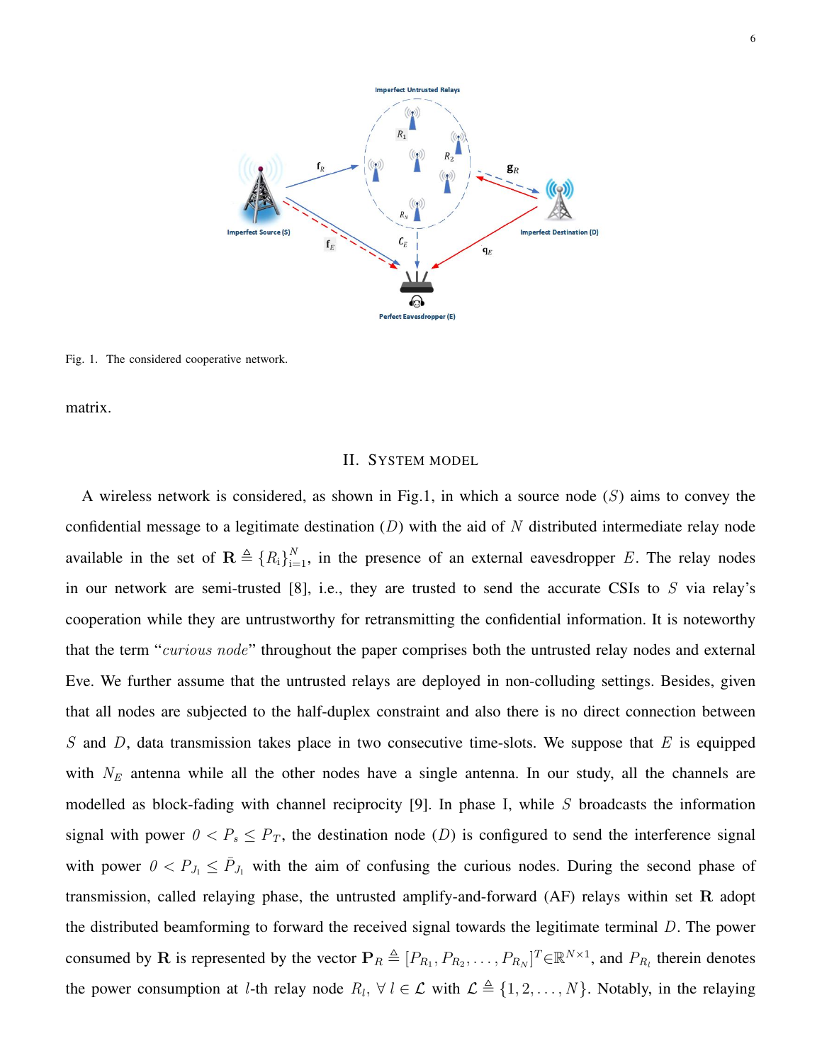Fig. 1. The considered cooperative network.

matrix.

## II. System Model

A wireless network is considered, as shown in Fig.1, in which a source node ($S$) aims to convey the confidential message to a legitimate destination ($D$) with the aid of $N$ distributed intermediate relay node available in the set of $\mathbf{R} \triangleq \{R_{\rm i}\}_{\rm i=1}^{N}$, in the presence of an external eavesdropper $E$. The relay nodes in our network are semi-trusted [8], i.e., they are trusted to send the accurate CSIs to $S$ via relay's cooperation while they are untrustworthy for retransmitting the confidential information. It is noteworthy that the term "*curious node*" throughout the paper comprises both the untrusted relay nodes and external Eve. We further assume that the untrusted relays are deployed in non-colluding settings. Besides, given that all nodes are subjected to the half-duplex constraint and also there is no direct connection between $S$ and $D$, data transmission takes place in two consecutive time-slots. We suppose that $E$ is equipped with $N_E$ antenna while all the other nodes have a single antenna. In our study, all the channels are modelled as block-fading with channel reciprocity [9]. In phase I, while $S$ broadcasts the information signal with power $0 < P_s \leq P_T$, the destination node ($D$) is configured to send the interference signal with power $0 < P_{J_1} \leq \bar{P}_{J_1}$ with the aim of confusing the curious nodes. During the second phase of transmission, called relaying phase, the untrusted amplify-and-forward (AF) relays within set $\mathbf{R}$ adopt the distributed beamforming to forward the received signal towards the legitimate terminal $D$. The power consumed by $\mathbf{R}$ is represented by the vector $\mathbf{P}_R \triangleq [P_{R_1}, P_{R_2}, \ldots, P_{R_N}]^T \in \mathbb{R}^{N\times 1}$, and $P_{R_l}$ therein denotes the power consumption at $l$-th relay node $R_l$, $\forall\, l \in \mathcal{L}$ with $\mathcal{L} \triangleq \{1, 2, \ldots, N\}$. Notably, in the relaying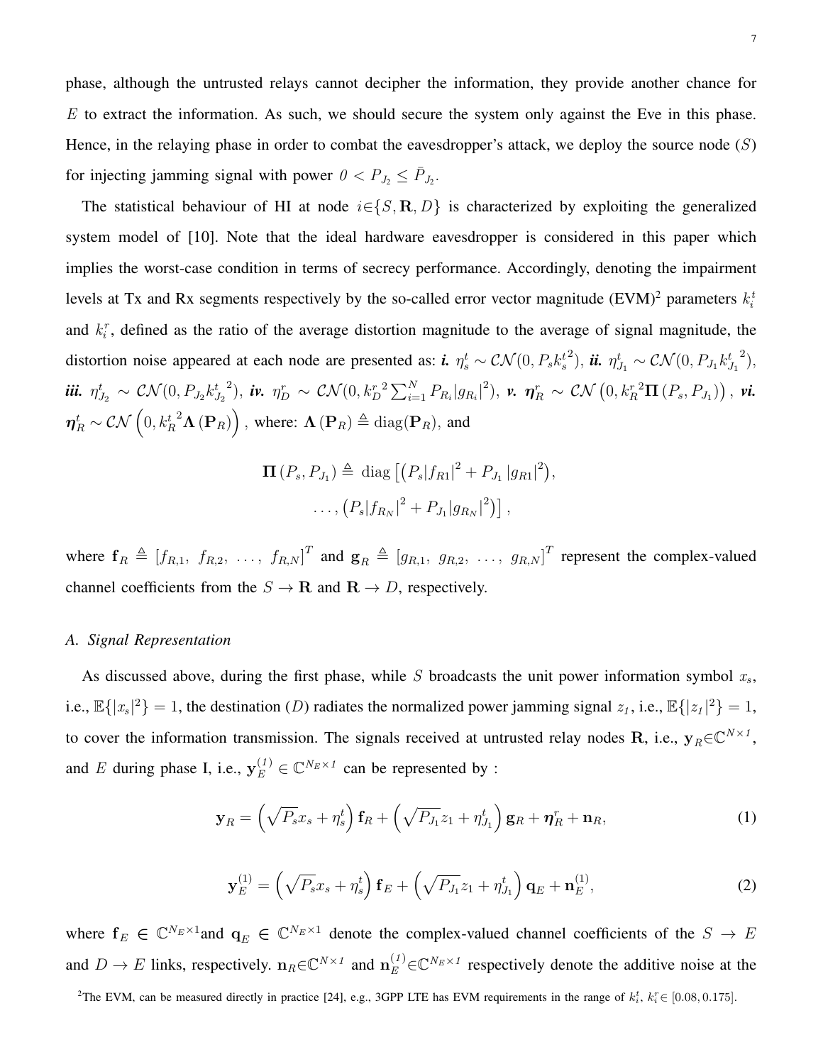phase, although the untrusted relays cannot decipher the information, they provide another chance for $E$ to extract the information. As such, we should secure the system only against the Eve in this phase. Hence, in the relaying phase in order to combat the eavesdropper's attack, we deploy the source node ($S$) for injecting jamming signal with power $0 < P_{J_2} \leq \bar{P}_{J_2}$.

The statistical behaviour of HI at node $i \in \{S, \mathbf{R}, D\}$ is characterized by exploiting the generalized system model of [10]. Note that the ideal hardware eavesdropper is considered in this paper which implies the worst-case condition in terms of secrecy performance. Accordingly, denoting the impairment levels at Tx and Rx segments respectively by the so-called error vector magnitude (EVM)[2] parameters $k_i^t$ and $k_i^r$, defined as the ratio of the average distortion magnitude to the average of signal magnitude, the distortion noise appeared at each node are presented as: ***i.*** $\eta_s^t \sim \mathcal{CN}(0, P_s {k_s^t}^2)$, ***ii.*** $\eta_{J_1}^t \sim \mathcal{CN}(0, P_{J_1} {k_{J_1}^t}^2)$, ***iii.*** $\eta_{J_2}^t \sim \mathcal{CN}(0, P_{J_2} {k_{J_2}^t}^2)$, ***iv.*** $\eta_D^r \sim \mathcal{CN}(0, {k_D^r}^2 \sum_{i=1}^{N} P_{R_i} |g_{R_i}|^2)$, ***v.*** $\boldsymbol{\eta}_R^r \sim \mathcal{CN}\left(0, {k_R^r}^2 \boldsymbol{\Pi}\left(P_s, P_{J_1}\right)\right)$, ***vi.*** $\boldsymbol{\eta}_R^t \sim \mathcal{CN}\left(0, {k_R^t}^2 \boldsymbol{\Lambda}\left(\mathbf{P}_R\right)\right)$, where: $\boldsymbol{\Lambda}\left(\mathbf{P}_R\right) \triangleq \mathrm{diag}(\mathbf{P}_R)$, and

$$
\begin{aligned}
\boldsymbol{\Pi}\left(P_s, P_{J_1}\right) \triangleq \ \mathrm{diag}\left[\left(P_s |f_{R1}|^2 + P_{J_1} |g_{R1}|^2\right),\right. \\
\left. \ldots, \left(P_s |f_{R_N}|^2 + P_{J_1} |g_{R_N}|^2\right)\right],
\end{aligned}
$$

where $\mathbf{f}_R \triangleq \left[f_{R,1},\ f_{R,2},\ \ldots,\ f_{R,N}\right]^T$ and $\mathbf{g}_R \triangleq \left[g_{R,1},\ g_{R,2},\ \ldots,\ g_{R,N}\right]^T$ represent the complex-valued channel coefficients from the $S \to \mathbf{R}$ and $\mathbf{R} \to D$, respectively.

### A. Signal Representation

As discussed above, during the first phase, while $S$ broadcasts the unit power information symbol $x_s$, i.e., $\mathbb{E}\{|x_s|^2\} = 1$, the destination ($D$) radiates the normalized power jamming signal $z_1$, i.e., $\mathbb{E}\{|z_1|^2\} = 1$, to cover the information transmission. The signals received at untrusted relay nodes $\mathbf{R}$, i.e., $\mathbf{y}_R \in \mathbb{C}^{N \times 1}$, and $E$ during phase I, i.e., $\mathbf{y}_E^{(1)} \in \mathbb{C}^{N_E \times 1}$ can be represented by :

$$
\mathbf{y}_R = \left(\sqrt{P_s} x_s + \eta_s^t\right) \mathbf{f}_R + \left(\sqrt{P_{J_1}} z_1 + \eta_{J_1}^t\right) \mathbf{g}_R + \boldsymbol{\eta}_R^r + \mathbf{n}_R, \tag{1}
$$

$$
\mathbf{y}_E^{(1)} = \left(\sqrt{P_s} x_s + \eta_s^t\right) \mathbf{f}_E + \left(\sqrt{P_{J_1}} z_1 + \eta_{J_1}^t\right) \mathbf{q}_E + \mathbf{n}_E^{(1)}, \tag{2}
$$

where $\mathbf{f}_E \in \mathbb{C}^{N_E \times 1}$and $\mathbf{q}_E \in \mathbb{C}^{N_E \times 1}$ denote the complex-valued channel coefficients of the $S \to E$ and $D \to E$ links, respectively. $\mathbf{n}_R \in \mathbb{C}^{N \times 1}$ and $\mathbf{n}_E^{(1)} \in \mathbb{C}^{N_E \times 1}$ respectively denote the additive noise at the

[2] The EVM, can be measured directly in practice [24], e.g., 3GPP LTE has EVM requirements in the range of $k_i^t,\ k_i^r \in [0.08, 0.175]$.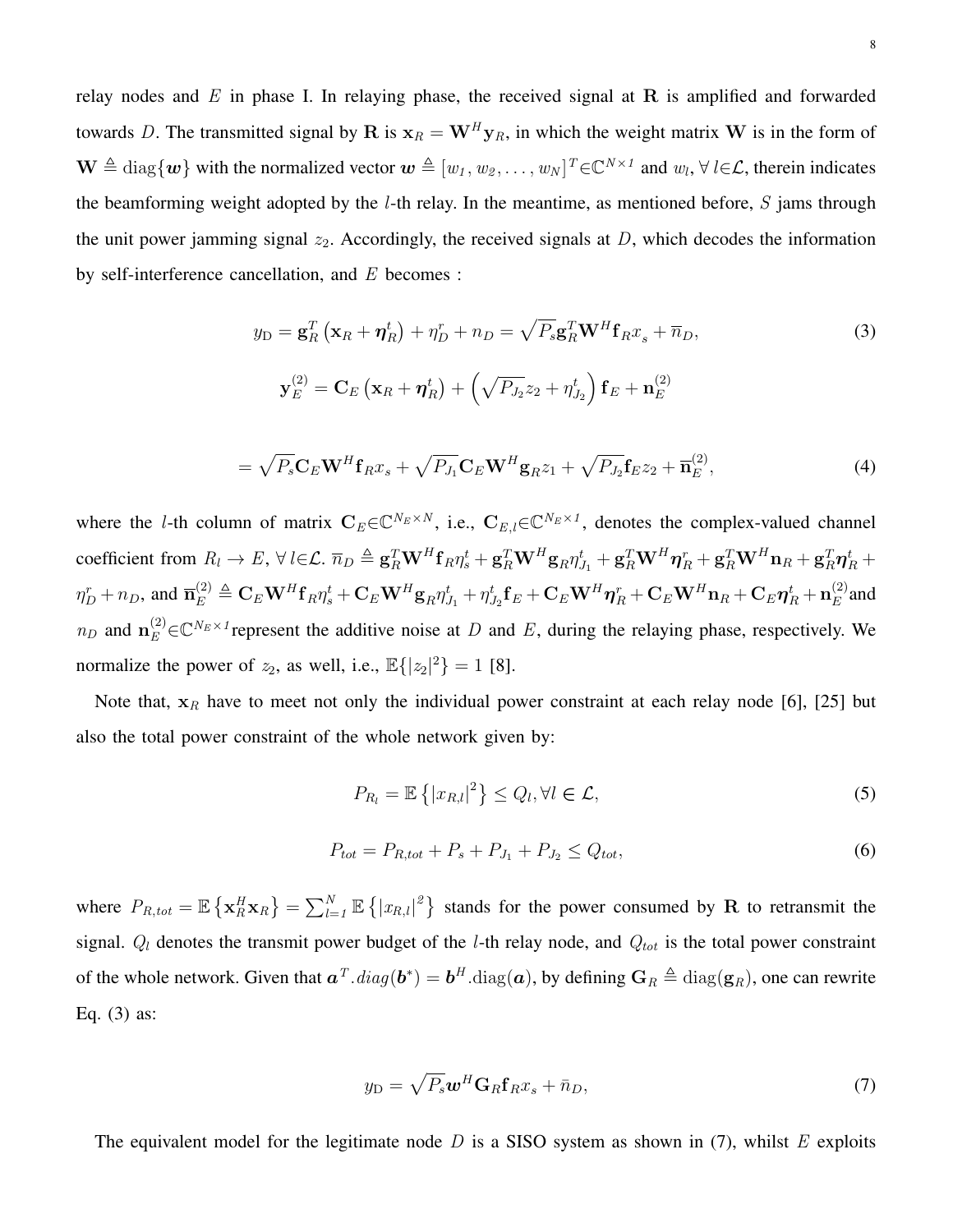relay nodes and $E$ in phase I. In relaying phase, the received signal at $\mathbf{R}$ is amplified and forwarded towards $D$. The transmitted signal by $\mathbf{R}$ is $\mathbf{x}_R = \mathbf{W}^H \mathbf{y}_R$, in which the weight matrix $\mathbf{W}$ is in the form of $\mathbf{W} \triangleq \mathrm{diag}\{\boldsymbol{w}\}$ with the normalized vector $\boldsymbol{w} \triangleq [w_1, w_2, \ldots, w_N]^T \in \mathbb{C}^{N\times 1}$ and $w_l, \forall\, l \in \mathcal{L}$, therein indicates the beamforming weight adopted by the $l$-th relay. In the meantime, as mentioned before, $S$ jams through the unit power jamming signal $z_2$. Accordingly, the received signals at $D$, which decodes the information by self-interference cancellation, and $E$ becomes :

$$y_{\mathrm{D}} = \mathbf{g}_R^T \left( \mathbf{x}_R + \boldsymbol{\eta}_R^t \right) + \eta_D^r + n_D = \sqrt{P_s} \mathbf{g}_R^T \mathbf{W}^H \mathbf{f}_R x_s + \overline{n}_D, \tag{3}$$

$$\mathbf{y}_E^{(2)} = \mathbf{C}_E \left( \mathbf{x}_R + \boldsymbol{\eta}_R^t \right) + \left( \sqrt{P_{J_2}} z_2 + \eta_{J_2}^t \right) \mathbf{f}_E + \mathbf{n}_E^{(2)}$$

$$= \sqrt{P_s} \mathbf{C}_E \mathbf{W}^H \mathbf{f}_R x_s + \sqrt{P_{J_1}} \mathbf{C}_E \mathbf{W}^H \mathbf{g}_R z_1 + \sqrt{P_{J_2}} \mathbf{f}_E z_2 + \overline{\mathbf{n}}_E^{(2)}, \tag{4}$$

where the $l$-th column of matrix $\mathbf{C}_E \in \mathbb{C}^{N_E \times N}$, i.e., $\mathbf{C}_{E,l} \in \mathbb{C}^{N_E \times 1}$, denotes the complex-valued channel coefficient from $R_l \to E$, $\forall\, l \in \mathcal{L}$. $\overline{n}_D \triangleq \mathbf{g}_R^T \mathbf{W}^H \mathbf{f}_R \eta_s^t + \mathbf{g}_R^T \mathbf{W}^H \mathbf{g}_R \eta_{J_1}^t + \mathbf{g}_R^T \mathbf{W}^H \boldsymbol{\eta}_R^r + \mathbf{g}_R^T \mathbf{W}^H \mathbf{n}_R + \mathbf{g}_R^T \boldsymbol{\eta}_R^t + \eta_D^r + n_D$, and $\overline{\mathbf{n}}_E^{(2)} \triangleq \mathbf{C}_E \mathbf{W}^H \mathbf{f}_R \eta_s^t + \mathbf{C}_E \mathbf{W}^H \mathbf{g}_R \eta_{J_1}^t + \eta_{J_2}^t \mathbf{f}_E + \mathbf{C}_E \mathbf{W}^H \boldsymbol{\eta}_R^r + \mathbf{C}_E \mathbf{W}^H \mathbf{n}_R + \mathbf{C}_E \boldsymbol{\eta}_R^t + \mathbf{n}_E^{(2)}$ and $n_D$ and $\mathbf{n}_E^{(2)} \in \mathbb{C}^{N_E \times 1}$ represent the additive noise at $D$ and $E$, during the relaying phase, respectively. We normalize the power of $z_2$, as well, i.e., $\mathbb{E}\{|z_2|^2\} = 1$ [8].

Note that, $\mathbf{x}_R$ have to meet not only the individual power constraint at each relay node [6], [25] but also the total power constraint of the whole network given by:

$$P_{R_l} = \mathbb{E}\left\{ |x_{R,l}|^2 \right\} \leq Q_l, \forall l \in \mathcal{L}, \tag{5}$$

$$P_{tot} = P_{R,tot} + P_s + P_{J_1} + P_{J_2} \leq Q_{tot}, \tag{6}$$

where $P_{R,tot} = \mathbb{E}\left\{ \mathbf{x}_R^H \mathbf{x}_R \right\} = \sum_{l=1}^{N} \mathbb{E}\left\{ |x_{R,l}|^2 \right\}$ stands for the power consumed by $\mathbf{R}$ to retransmit the signal. $Q_l$ denotes the transmit power budget of the $l$-th relay node, and $Q_{tot}$ is the total power constraint of the whole network. Given that $\boldsymbol{a}^T.diag(\boldsymbol{b}^*) = \boldsymbol{b}^H.\mathrm{diag}(\boldsymbol{a})$, by defining $\mathbf{G}_R \triangleq \mathrm{diag}(\mathbf{g}_R)$, one can rewrite Eq. (3) as:

$$y_{\mathrm{D}} = \sqrt{P_s} \boldsymbol{w}^H \mathbf{G}_R \mathbf{f}_R x_s + \bar{n}_D, \tag{7}$$

The equivalent model for the legitimate node $D$ is a SISO system as shown in (7), whilst $E$ exploits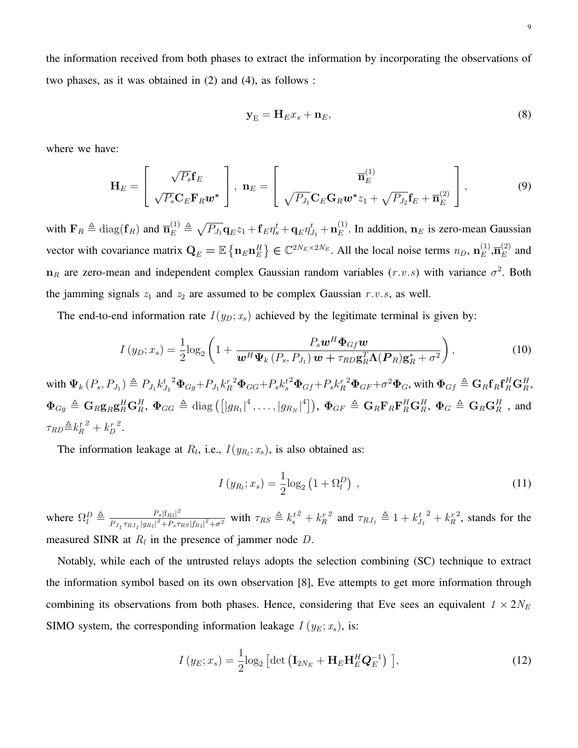the information received from both phases to extract the information by incorporating the observations of two phases, as it was obtained in (2) and (4), as follows :

$$\mathbf{y}_{\mathrm{E}} = \mathbf{H}_E x_s + \mathbf{n}_E, \tag{8}$$

where we have:

$$\mathbf{H}_E = \begin{bmatrix} \sqrt{P_s}\mathbf{f}_E \\ \sqrt{P_s}\mathbf{C}_E\mathbf{F}_R\boldsymbol{w}^* \end{bmatrix},\ \mathbf{n}_E = \begin{bmatrix} \overline{\mathbf{n}}_E^{(1)} \\ \sqrt{P_{J_1}}\mathbf{C}_E\mathbf{G}_R\boldsymbol{w}^* z_1 + \sqrt{P_{J_2}}\mathbf{f}_E + \overline{\mathbf{n}}_E^{(2)} \end{bmatrix}, \tag{9}$$

with $\mathbf{F}_R \triangleq \mathrm{diag}(\mathbf{f}_R)$ and $\overline{\mathbf{n}}_E^{(1)} \triangleq \sqrt{P_{J_1}}\mathbf{q}_E z_1 + \mathbf{f}_E\eta_s^t + \mathbf{q}_E\eta_{J_1}^t + \mathbf{n}_E^{(1)}$. In addition, $\mathbf{n}_E$ is zero-mean Gaussian vector with covariance matrix $\mathbf{Q}_E = \mathbb{E}\left\{\mathbf{n}_E\mathbf{n}_E^H\right\} \in \mathbb{C}^{2N_E \times 2N_E}$. All the local noise terms $n_D$, $\mathbf{n}_E^{(1)}$,$\overline{\mathbf{n}}_E^{(2)}$ and $\mathbf{n}_R$ are zero-mean and independent complex Gaussian random variables ($r.v.s$) with variance $\sigma^2$. Both the jamming signals $z_1$ and $z_2$ are assumed to be complex Gaussian $r.v.s$, as well.

The end-to-end information rate $I(y_D; x_s)$ achieved by the legitimate terminal is given by:

$$I\left(y_D; x_s\right) = \frac{1}{2}\log_2\left(1 + \frac{P_s\boldsymbol{w}^H\boldsymbol{\Phi}_{Gf}\boldsymbol{w}}{\boldsymbol{w}^H\boldsymbol{\Psi}_k\left(P_s, P_{J_1}\right)\boldsymbol{w} + \tau_{RD}\mathbf{g}_R^T\boldsymbol{\Lambda}(\boldsymbol{P}_R)\mathbf{g}_R^* + \sigma^2}\right), \tag{10}$$

with $\boldsymbol{\Psi}_k\left(P_s, P_{J_1}\right) \triangleq P_{J_1}{k_{J_1}^t}^2\boldsymbol{\Phi}_{Gg} + P_{J_1}{k_R^r}^2\boldsymbol{\Phi}_{GG} + P_s{k_s^t}^2\boldsymbol{\Phi}_{Gf} + P_s{k_R^r}^2\boldsymbol{\Phi}_{GF} + \sigma^2\boldsymbol{\Phi}_G$, with $\boldsymbol{\Phi}_{Gf} \triangleq \mathbf{G}_R\mathbf{f}_R\mathbf{f}_R^H\mathbf{G}_R^H$, $\boldsymbol{\Phi}_{Gg} \triangleq \mathbf{G}_R\mathbf{g}_R\mathbf{g}_R^H\mathbf{G}_R^H$, $\boldsymbol{\Phi}_{GG} \triangleq \mathrm{diag}\left(\left[|g_{R_1}|^4, \ldots, |g_{R_N}|^4\right]\right)$, $\boldsymbol{\Phi}_{GF} \triangleq \mathbf{G}_R\mathbf{F}_R\mathbf{F}_R^H\mathbf{G}_R^H$, $\boldsymbol{\Phi}_G \triangleq \mathbf{G}_R\mathbf{G}_R^H$ , and $\tau_{RD} \triangleq {k_R^t}^2 + {k_D^r}^2$.

The information leakage at $R_l$, i.e., $I(y_{R_l}; x_s)$, is also obtained as:

$$I\left(y_{R_l}; x_s\right) = \frac{1}{2}\log_2\left(1 + \Omega_l^D\right)\ , \tag{11}$$

where $\Omega_l^D \triangleq \frac{P_s|\mathrm{f}_{Rl}|^2}{P_{J_1}\tau_{RJ_1}|g_{Rl}|^2 + P_s\tau_{RS}|f_{Rl}|^2 + \sigma^2}$ with $\tau_{RS} \triangleq {k_s^t}^2 + {k_R^r}^2$ and $\tau_{RJ_I} \triangleq 1 + {k_{J_I}^t}^2 + {k_R^r}^2$, stands for the measured SINR at $R_l$ in the presence of jammer node $D$.

Notably, while each of the untrusted relays adopts the selection combining (SC) technique to extract the information symbol based on its own observation [8], Eve attempts to get more information through combining its observations from both phases. Hence, considering that Eve sees an equivalent $1 \times 2N_E$ SIMO system, the corresponding information leakage $I\left(y_E; x_s\right)$, is:

$$I\left(y_E; x_s\right) = \frac{1}{2}\log_2\left[\det\left(\mathbf{I}_{2N_E} + \mathbf{H}_E\mathbf{H}_E^H\boldsymbol{Q}_E^{-1}\right)\ \right], \tag{12}$$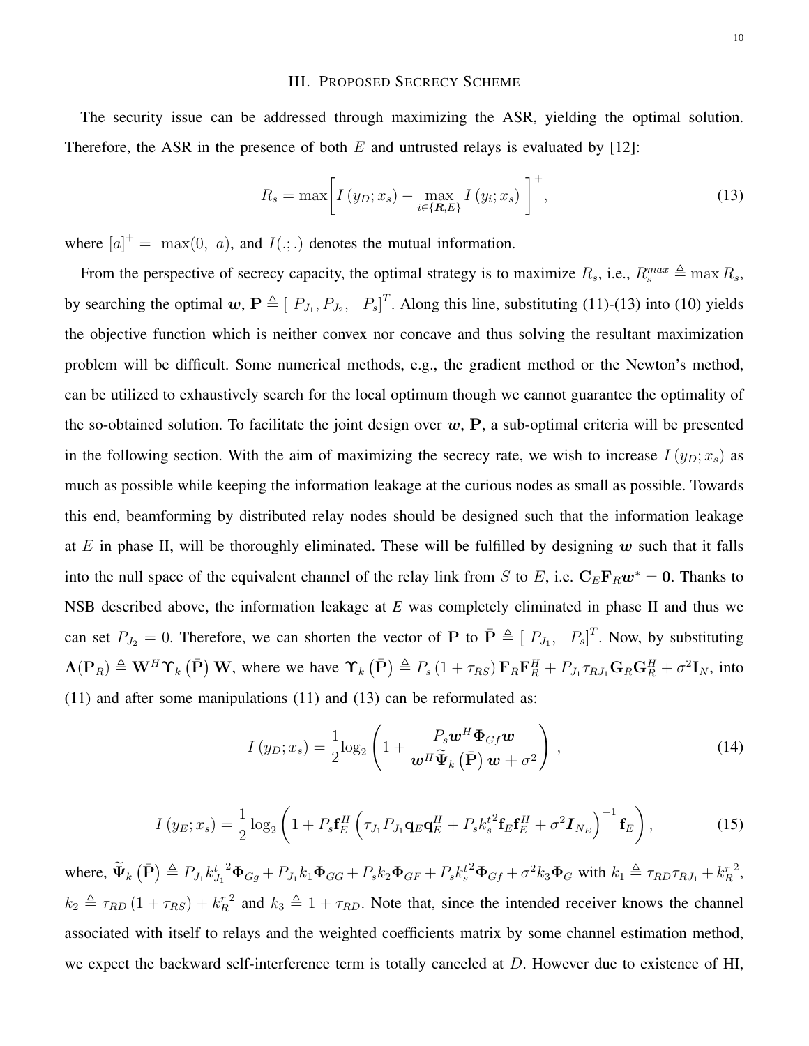## III. Proposed Secrecy Scheme

The security issue can be addressed through maximizing the ASR, yielding the optimal solution. Therefore, the ASR in the presence of both $E$ and untrusted relays is evaluated by [12]:

$$R_s = \max\left[ I\left(y_D; x_s\right) - \max_{i \in \{\boldsymbol{R}, E\}} I\left(y_i; x_s\right) \right]^+, \tag{13}$$

where $[a]^+ = \max(0,\ a)$, and $I(.;.)$ denotes the mutual information.

From the perspective of secrecy capacity, the optimal strategy is to maximize $R_s$, i.e., $R_s^{max} \triangleq \max R_s$, by searching the optimal $\boldsymbol{w}$, $\mathbf{P} \triangleq [\ P_{J_1}, P_{J_2},\ \ P_s]^T$. Along this line, substituting (11)-(13) into (10) yields the objective function which is neither convex nor concave and thus solving the resultant maximization problem will be difficult. Some numerical methods, e.g., the gradient method or the Newton's method, can be utilized to exhaustively search for the local optimum though we cannot guarantee the optimality of the so-obtained solution. To facilitate the joint design over $\boldsymbol{w}$, $\mathbf{P}$, a sub-optimal criteria will be presented in the following section. With the aim of maximizing the secrecy rate, we wish to increase $I\left(y_D; x_s\right)$ as much as possible while keeping the information leakage at the curious nodes as small as possible. Towards this end, beamforming by distributed relay nodes should be designed such that the information leakage at $E$ in phase II, will be thoroughly eliminated. These will be fulfilled by designing $\boldsymbol{w}$ such that it falls into the null space of the equivalent channel of the relay link from $S$ to $E$, i.e. $\mathbf{C}_E \mathbf{F}_R \boldsymbol{w}^* = \mathbf{0}$. Thanks to NSB described above, the information leakage at *E* was completely eliminated in phase II and thus we can set $P_{J_2} = 0$. Therefore, we can shorten the vector of $\mathbf{P}$ to $\bar{\mathbf{P}} \triangleq [\ P_{J_1},\ \ P_s]^T$. Now, by substituting $\boldsymbol{\Lambda}(\mathbf{P}_R) \triangleq \mathbf{W}^H \boldsymbol{\Upsilon}_k\left(\bar{\mathbf{P}}\right)\mathbf{W}$, where we have $\boldsymbol{\Upsilon}_k\left(\bar{\mathbf{P}}\right) \triangleq P_s\left(1+\tau_{RS}\right)\mathbf{F}_R\mathbf{F}_R^H + P_{J_1}\tau_{RJ_1}\mathbf{G}_R\mathbf{G}_R^H + \sigma^2\mathbf{I}_N$, into (11) and after some manipulations (11) and (13) can be reformulated as:

$$I\left(y_D; x_s\right) = \frac{1}{2}\log_2\left(1 + \frac{P_s \boldsymbol{w}^H \boldsymbol{\Phi}_{Gf} \boldsymbol{w}}{\boldsymbol{w}^H \widetilde{\boldsymbol{\Psi}}_k\left(\bar{\mathbf{P}}\right)\boldsymbol{w} + \sigma^2}\right), \tag{14}$$

$$I\left(y_E; x_s\right) = \frac{1}{2}\log_2\left(1 + P_s \mathbf{f}_E^H\left(\tau_{J_1} P_{J_1} \mathbf{q}_E \mathbf{q}_E^H + P_s {k_s^t}^2 \mathbf{f}_E \mathbf{f}_E^H + \sigma^2 \boldsymbol{I}_{N_E}\right)^{-1}\mathbf{f}_E\right), \tag{15}$$

where, $\widetilde{\boldsymbol{\Psi}}_k\left(\bar{\mathbf{P}}\right) \triangleq P_{J_1} {k_{J_1}^t}^2 \boldsymbol{\Phi}_{Gg} + P_{J_1} k_1 \boldsymbol{\Phi}_{GG} + P_s k_2 \boldsymbol{\Phi}_{GF} + P_s {k_s^t}^2 \boldsymbol{\Phi}_{Gf} + \sigma^2 k_3 \boldsymbol{\Phi}_G$ with $k_1 \triangleq \tau_{RD}\tau_{RJ_1} + {k_R^r}^2$, $k_2 \triangleq \tau_{RD}\left(1+\tau_{RS}\right) + {k_R^r}^2$ and $k_3 \triangleq 1 + \tau_{RD}$. Note that, since the intended receiver knows the channel associated with itself to relays and the weighted coefficients matrix by some channel estimation method, we expect the backward self-interference term is totally canceled at $D$. However due to existence of HI,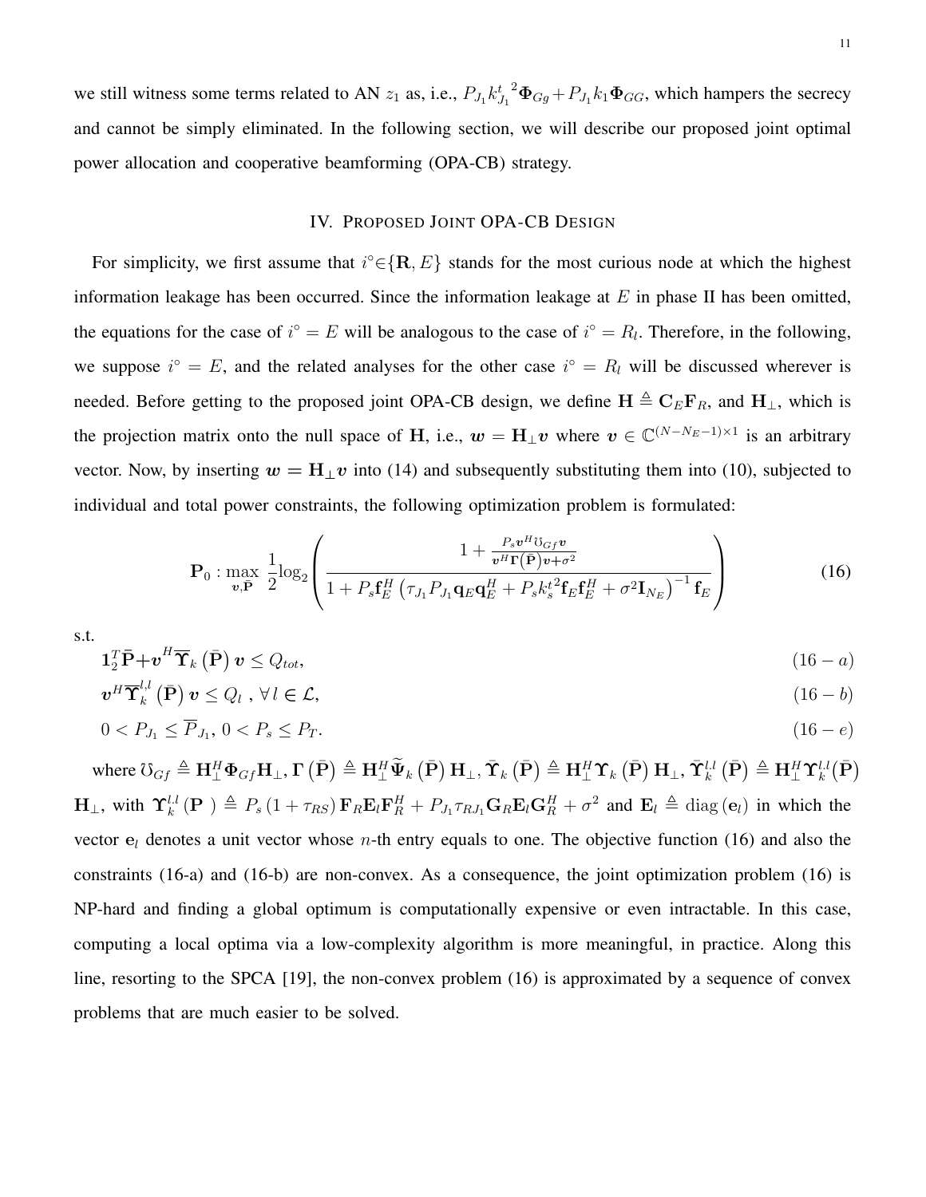we still witness some terms related to AN $z_1$ as, i.e., $P_{J_1}{k_{J_1}^t}^2\mathbf{\Phi}_{Gg}+P_{J_1}k_1\mathbf{\Phi}_{GG}$, which hampers the secrecy and cannot be simply eliminated. In the following section, we will describe our proposed joint optimal power allocation and cooperative beamforming (OPA-CB) strategy.

## IV. Proposed Joint OPA-CB Design

For simplicity, we first assume that $i^{\circ}\in\{\mathbf{R},E\}$ stands for the most curious node at which the highest information leakage has been occurred. Since the information leakage at $E$ in phase II has been omitted, the equations for the case of $i^{\circ}=E$ will be analogous to the case of $i^{\circ}=R_l$. Therefore, in the following, we suppose $i^{\circ}=E$, and the related analyses for the other case $i^{\circ}=R_l$ will be discussed wherever is needed. Before getting to the proposed joint OPA-CB design, we define $\mathbf{H}\triangleq\mathbf{C}_E\mathbf{F}_R$, and $\mathbf{H}_{\perp}$, which is the projection matrix onto the null space of $\mathbf{H}$, i.e., $\boldsymbol{w}=\mathbf{H}_{\perp}\boldsymbol{v}$ where $\boldsymbol{v}\in\mathbb{C}^{(N-N_E-1)\times 1}$ is an arbitrary vector. Now, by inserting $\boldsymbol{w}=\mathbf{H}_{\perp}\boldsymbol{v}$ into (14) and subsequently substituting them into (10), subjected to individual and total power constraints, the following optimization problem is formulated:

$$\mathbf{P}_0:\max_{\boldsymbol{v},\bar{\mathbf{P}}}\ \frac{1}{2}\log_2\left(\frac{1+\frac{P_s\boldsymbol{v}^H\mho_{Gf}\boldsymbol{v}}{\boldsymbol{v}^H\mathbf{\Gamma}\left(\bar{\mathbf{P}}\right)\boldsymbol{v}+\sigma^2}}{1+P_s\mathbf{f}_E^H\left(\tau_{J_1}P_{J_1}\mathbf{q}_E\mathbf{q}_E^H+P_s{k_s^t}^2\mathbf{f}_E\mathbf{f}_E^H+\sigma^2\mathbf{I}_{N_E}\right)^{-1}\mathbf{f}_E}\right) \tag{16}$$

s.t.

$$\mathbf{1}_2^T\bar{\mathbf{P}}+\boldsymbol{v}^H\overline{\mathbf{\Upsilon}}_k\left(\bar{\mathbf{P}}\right)\boldsymbol{v}\leq Q_{tot}, \tag{16-a}$$

$$\boldsymbol{v}^H\overline{\mathbf{\Upsilon}}_k^{l,l}\left(\bar{\mathbf{P}}\right)\boldsymbol{v}\leq Q_l\ ,\ \forall l\in\mathcal{L}, \tag{16-b}$$

$$0<P_{J_1}\leq\overline{P}_{J_1},\ 0<P_s\leq P_T. \tag{16-e}$$

where $\mho_{Gf}\triangleq\mathbf{H}_{\perp}^H\mathbf{\Phi}_{Gf}\mathbf{H}_{\perp}$, $\mathbf{\Gamma}\left(\bar{\mathbf{P}}\right)\triangleq\mathbf{H}_{\perp}^H\widetilde{\mathbf{\Psi}}_k\left(\bar{\mathbf{P}}\right)\mathbf{H}_{\perp}$, $\bar{\mathbf{\Upsilon}}_k\left(\bar{\mathbf{P}}\right)\triangleq\mathbf{H}_{\perp}^H\mathbf{\Upsilon}_k\left(\bar{\mathbf{P}}\right)\mathbf{H}_{\perp}$, $\bar{\mathbf{\Upsilon}}_k^{l,l}\left(\bar{\mathbf{P}}\right)\triangleq\mathbf{H}_{\perp}^H\mathbf{\Upsilon}_k^{l,l}(\bar{\mathbf{P}})$ $\mathbf{H}_{\perp}$, with $\mathbf{\Upsilon}_k^{l,l}\left(\mathbf{P}\ \right)\triangleq P_s\left(1+\tau_{RS}\right)\mathbf{F}_R\mathbf{E}_l\mathbf{F}_R^H+P_{J_1}\tau_{RJ_1}\mathbf{G}_R\mathbf{E}_l\mathbf{G}_R^H+\sigma^2$ and $\mathbf{E}_l\triangleq\mathrm{diag}\left(\mathbf{e}_l\right)$ in which the vector $\mathbf{e}_l$ denotes a unit vector whose $n$-th entry equals to one. The objective function (16) and also the constraints (16-a) and (16-b) are non-convex. As a consequence, the joint optimization problem (16) is NP-hard and finding a global optimum is computationally expensive or even intractable. In this case, computing a local optima via a low-complexity algorithm is more meaningful, in practice. Along this line, resorting to the SPCA [19], the non-convex problem (16) is approximated by a sequence of convex problems that are much easier to be solved.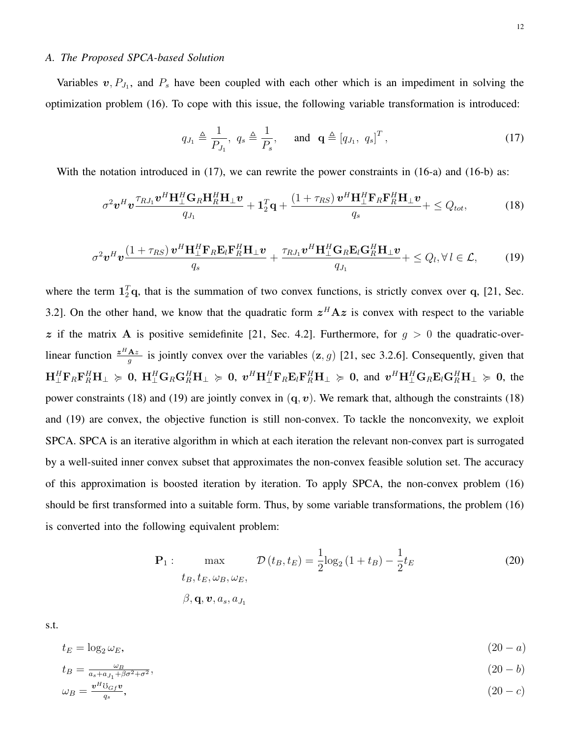### A. The Proposed SPCA-based Solution

Variables $\boldsymbol{v}, P_{J_1}$, and $P_s$ have been coupled with each other which is an impediment in solving the optimization problem (16). To cope with this issue, the following variable transformation is introduced:

$$q_{J_1} \triangleq \frac{1}{P_{J_1}},\ q_s \triangleq \frac{1}{P_s}, \quad \text{and} \ \ \mathbf{q} \triangleq \left[q_{J_1},\ q_s\right]^T, \tag{17}$$

With the notation introduced in (17), we can rewrite the power constraints in (16-a) and (16-b) as:

$$\sigma^2 \boldsymbol{v}^H \boldsymbol{v} \frac{\tau_{RJ_1} \boldsymbol{v}^H \mathbf{H}_\perp^H \mathbf{G}_R \mathbf{H}_R^H \mathbf{H}_\perp \boldsymbol{v}}{q_{J_1}} + \mathbf{1}_2^T \mathbf{q} + \frac{(1+\tau_{RS})\, \boldsymbol{v}^H \mathbf{H}_\perp^H \mathbf{F}_R \mathbf{F}_R^H \mathbf{H}_\perp \boldsymbol{v}}{q_s} + \leq Q_{tot}, \tag{18}$$

$$\sigma^2 \boldsymbol{v}^H \boldsymbol{v} \frac{(1+\tau_{RS})\, \boldsymbol{v}^H \mathbf{H}_\perp^H \mathbf{F}_R \mathbf{E}_l \mathbf{F}_R^H \mathbf{H}_\perp \boldsymbol{v}}{q_s} + \frac{\tau_{RJ_1} \boldsymbol{v}^H \mathbf{H}_\perp^H \mathbf{G}_R \mathbf{E}_l \mathbf{G}_R^H \mathbf{H}_\perp \boldsymbol{v}}{q_{J_1}} + \leq Q_l, \forall\, l \in \mathcal{L}, \tag{19}$$

where the term $\mathbf{1}_2^T \mathbf{q}$, that is the summation of two convex functions, is strictly convex over $\mathbf{q}$, [21, Sec. 3.2]. On the other hand, we know that the quadratic form $\boldsymbol{z}^H \mathbf{A} \boldsymbol{z}$ is convex with respect to the variable $\boldsymbol{z}$ if the matrix $\mathbf{A}$ is positive semidefinite [21, Sec. 4.2]. Furthermore, for $g > 0$ the quadratic-over-linear function $\frac{\boldsymbol{z}^H \mathbf{A} \boldsymbol{z}}{g}$ is jointly convex over the variables $(\mathbf{z}, g)$ [21, sec 3.2.6]. Consequently, given that $\mathbf{H}_\perp^H \mathbf{F}_R \mathbf{F}_R^H \mathbf{H}_\perp \succcurlyeq \mathbf{0}$, $\mathbf{H}_\perp^H \mathbf{G}_R \mathbf{G}_R^H \mathbf{H}_\perp \succcurlyeq \mathbf{0}$, $\boldsymbol{v}^H \mathbf{H}_\perp^H \mathbf{F}_R \mathbf{E}_l \mathbf{F}_R^H \mathbf{H}_\perp \succcurlyeq \mathbf{0}$, and $\boldsymbol{v}^H \mathbf{H}_\perp^H \mathbf{G}_R \mathbf{E}_l \mathbf{G}_R^H \mathbf{H}_\perp \succcurlyeq \mathbf{0}$, the power constraints (18) and (19) are jointly convex in $(\mathbf{q}, \boldsymbol{v})$. We remark that, although the constraints (18) and (19) are convex, the objective function is still non-convex. To tackle the nonconvexity, we exploit SPCA. SPCA is an iterative algorithm in which at each iteration the relevant non-convex part is surrogated by a well-suited inner convex subset that approximates the non-convex feasible solution set. The accuracy of this approximation is boosted iteration by iteration. To apply SPCA, the non-convex problem (16) should be first transformed into a suitable form. Thus, by some variable transformations, the problem (16) is converted into the following equivalent problem:

$$\mathbf{P}_1: \max_{\substack{t_B, t_E, \omega_B, \omega_E, \\ \beta, \mathbf{q}, \boldsymbol{v}, a_s, a_{J_1}}} \ \mathcal{D}(t_B, t_E) = \frac{1}{2}\log_2(1+t_B) - \frac{1}{2} t_E \tag{20}$$

s.t.

$$t_E = \log_2 \omega_E, \tag{20-a}$$

$$t_B = \frac{\omega_B}{a_s + a_{J_1} + \beta\sigma^2 + \sigma^2}, \tag{20-b}$$

$$\omega_B = \frac{\boldsymbol{v}^H \mho_{Gf} \boldsymbol{v}}{q_s}, \tag{20-c}$$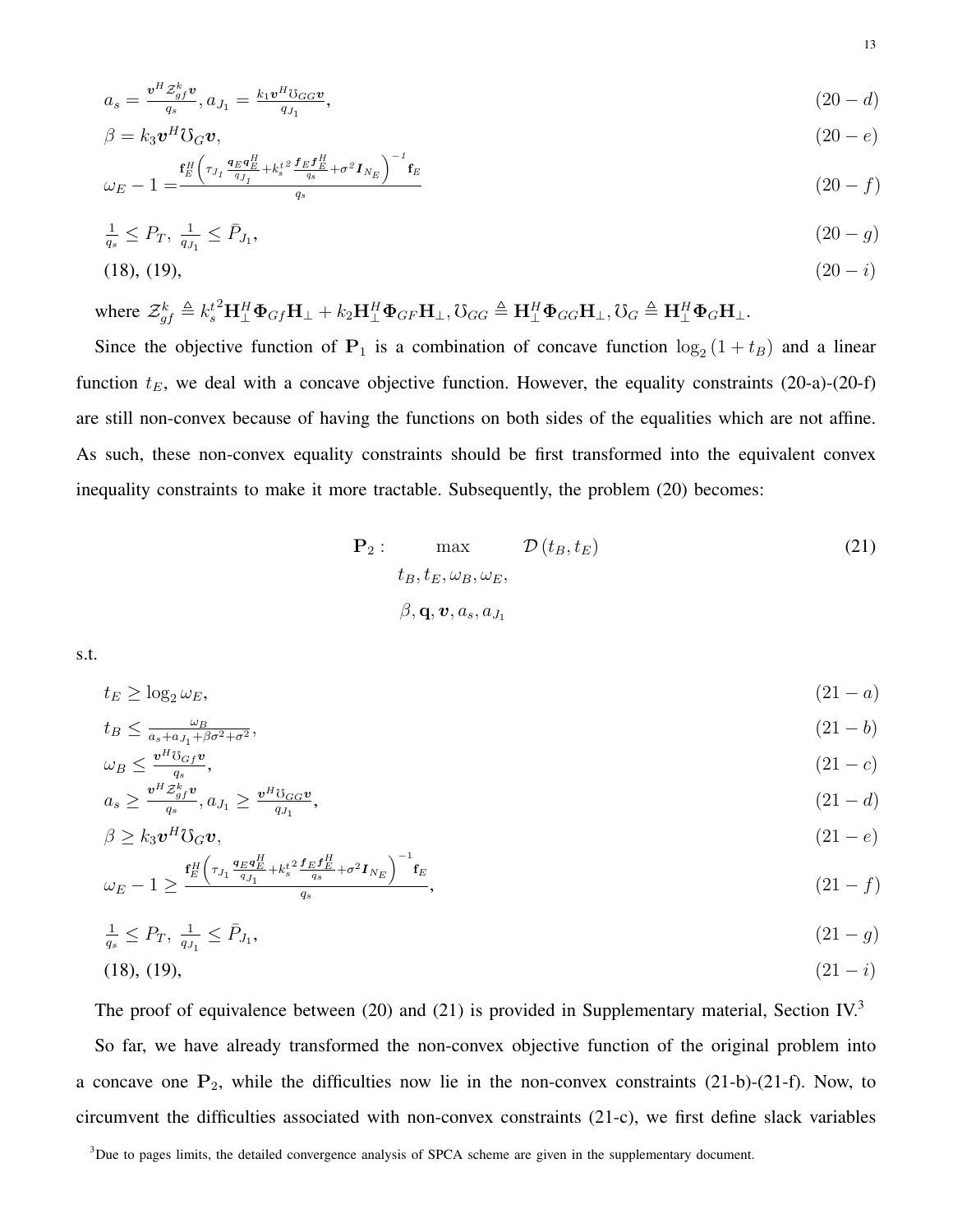$$a_s = \frac{\boldsymbol{v}^H \mathcal{Z}_{gf}^k \boldsymbol{v}}{q_s}, a_{J_1} = \frac{k_1 \boldsymbol{v}^H \mho_{GG} \boldsymbol{v}}{q_{J_1}}, \tag{20-d}$$

$$\beta = k_3 \boldsymbol{v}^H \mho_G \boldsymbol{v}, \tag{20-e}$$

$$\omega_E - 1 = \frac{\mathbf{f}_E^H \left( \tau_{J_1} \frac{\boldsymbol{q}_E \boldsymbol{q}_E^H}{q_{J_1}} + {k_s^t}^2 \frac{\boldsymbol{f}_E \boldsymbol{f}_E^H}{q_s} + \sigma^2 \boldsymbol{I}_{N_E} \right)^{-1} \mathbf{f}_E}{q_s} \tag{20-f}$$

$$\frac{1}{q_s} \leq P_T, \ \frac{1}{q_{J_1}} \leq \bar{P}_{J_1}, \tag{20-g}$$

$$(18), (19), \tag{20-i}$$

where $\mathcal{Z}_{gf}^k \triangleq {k_s^t}^2 \mathbf{H}_\perp^H \mathbf{\Phi}_{Gf} \mathbf{H}_\perp + k_2 \mathbf{H}_\perp^H \mathbf{\Phi}_{GF} \mathbf{H}_\perp, \mho_{GG} \triangleq \mathbf{H}_\perp^H \mathbf{\Phi}_{GG} \mathbf{H}_\perp, \mho_G \triangleq \mathbf{H}_\perp^H \mathbf{\Phi}_G \mathbf{H}_\perp$.

Since the objective function of $\mathbf{P}_1$ is a combination of concave function $\log_2(1 + t_B)$ and a linear function $t_E$, we deal with a concave objective function. However, the equality constraints (20-a)-(20-f) are still non-convex because of having the functions on both sides of the equalities which are not affine. As such, these non-convex equality constraints should be first transformed into the equivalent convex inequality constraints to make it more tractable. Subsequently, the problem (20) becomes:

$$\mathbf{P}_2 : \max_{\substack{t_B, t_E, \omega_B, \omega_E, \\ \beta, \mathbf{q}, \boldsymbol{v}, a_s, a_{J_1}}} \mathcal{D}(t_B, t_E) \tag{21}$$

s.t.

$$t_E \geq \log_2 \omega_E, \tag{21-a}$$

$$t_B \leq \frac{\omega_B}{a_s + a_{J_1} + \beta\sigma^2 + \sigma^2}, \tag{21-b}$$

$$\omega_B \leq \frac{\boldsymbol{v}^H \mho_{Gf} \boldsymbol{v}}{q_s}, \tag{21-c}$$

$$a_s \geq \frac{\boldsymbol{v}^H \mathcal{Z}_{gf}^k \boldsymbol{v}}{q_s}, a_{J_1} \geq \frac{\boldsymbol{v}^H \mho_{GG} \boldsymbol{v}}{q_{J_1}}, \tag{21-d}$$

$$\beta \geq k_3 \boldsymbol{v}^H \mho_G \boldsymbol{v}, \tag{21-e}$$

$$\omega_E - 1 \geq \frac{\mathbf{f}_E^H \left( \tau_{J_1} \frac{\boldsymbol{q}_E \boldsymbol{q}_E^H}{q_{J_1}} + {k_s^t}^2 \frac{\boldsymbol{f}_E \boldsymbol{f}_E^H}{q_s} + \sigma^2 \boldsymbol{I}_{N_E} \right)^{-1} \mathbf{f}_E}{q_s}, \tag{21-f}$$

$$\frac{1}{q_s} \leq P_T, \ \frac{1}{q_{J_1}} \leq \bar{P}_{J_1}, \tag{21-g}$$

$$(18), (19), \tag{21-i}$$

The proof of equivalence between (20) and (21) is provided in Supplementary material, Section IV.[3]

So far, we have already transformed the non-convex objective function of the original problem into a concave one $\mathbf{P}_2$, while the difficulties now lie in the non-convex constraints (21-b)-(21-f). Now, to circumvent the difficulties associated with non-convex constraints (21-c), we first define slack variables

[3] Due to pages limits, the detailed convergence analysis of SPCA scheme are given in the supplementary document.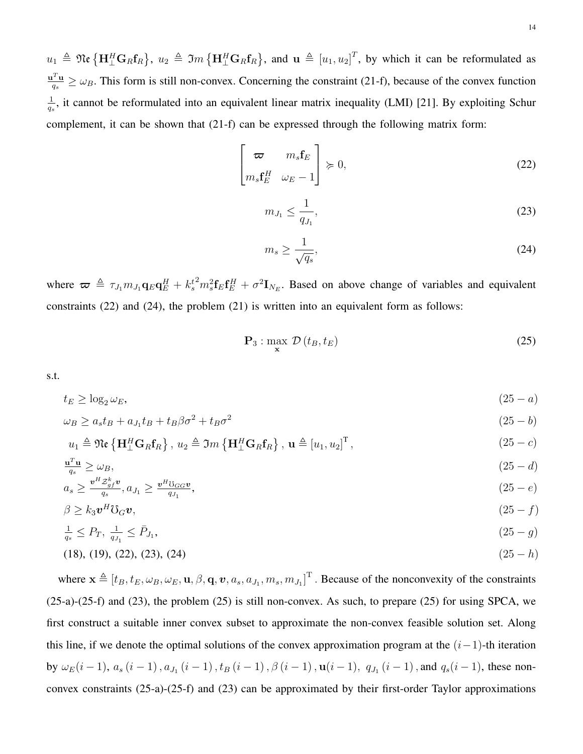$u_1 \triangleq \mathfrak{Re}\left\{\mathbf{H}_{\perp}^{H}\mathbf{G}_R\mathbf{f}_R\right\}$, $u_2 \triangleq \mathfrak{Im}\left\{\mathbf{H}_{\perp}^{H}\mathbf{G}_R\mathbf{f}_R\right\}$, and $\mathbf{u} \triangleq [u_1, u_2]^T$, by which it can be reformulated as $\frac{\mathbf{u}^T\mathbf{u}}{q_s} \geq \omega_B$. This form is still non-convex. Concerning the constraint (21-f), because of the convex function $\frac{1}{q_s}$, it cannot be reformulated into an equivalent linear matrix inequality (LMI) [21]. By exploiting Schur complement, it can be shown that (21-f) can be expressed through the following matrix form:

$$\begin{bmatrix} \boldsymbol{\varpi} & m_s\mathbf{f}_E \\ m_s\mathbf{f}_E^H & \omega_E - 1 \end{bmatrix} \succcurlyeq 0, \tag{22}$$

$$m_{J_1} \leq \frac{1}{q_{J_1}}, \tag{23}$$

$$m_s \geq \frac{1}{\sqrt{q_s}}, \tag{24}$$

where $\boldsymbol{\varpi} \triangleq \tau_{J_1} m_{J_1} \mathbf{q}_E \mathbf{q}_E^H + {k_s^t}^2 m_s^2 \mathbf{f}_E \mathbf{f}_E^H + \sigma^2 \mathbf{I}_{N_E}$. Based on above change of variables and equivalent constraints (22) and (24), the problem (21) is written into an equivalent form as follows:

$$\mathbf{P}_3 : \max_{\mathbf{x}} \ \mathcal{D}\left(t_B, t_E\right) \tag{25}$$

s.t.

$$t_E \geq \log_2 \omega_E, \tag{25-a}$$

$$\omega_B \geq a_s t_B + a_{J_1} t_B + t_B \beta \sigma^2 + t_B \sigma^2 \tag{25-b}$$

$$u_1 \triangleq \mathfrak{Re}\left\{\mathbf{H}_{\perp}^{H}\mathbf{G}_R\mathbf{f}_R\right\}, \ u_2 \triangleq \mathfrak{Im}\left\{\mathbf{H}_{\perp}^{H}\mathbf{G}_R\mathbf{f}_R\right\}, \ \mathbf{u} \triangleq [u_1, u_2]^{\mathrm{T}}, \tag{25-c}$$

$$\frac{\mathbf{u}^T\mathbf{u}}{q_s} \geq \omega_B, \tag{25-d}$$

$$a_s \geq \frac{\boldsymbol{v}^H \mathcal{Z}_{gf}^k \boldsymbol{v}}{q_s}, a_{J_1} \geq \frac{\boldsymbol{v}^H \mho_{GG} \boldsymbol{v}}{q_{J_1}}, \tag{25-e}$$

$$\beta \geq k_3 \boldsymbol{v}^H \mho_G \boldsymbol{v}, \tag{25-f}$$

$$\frac{1}{q_s} \leq P_T, \ \frac{1}{q_{J_1}} \leq \bar{P}_{J_1}, \tag{25-g}$$

$$\text{(18), (19), (22), (23), (24)} \tag{25-h}$$

where $\mathbf{x} \triangleq \left[t_B, t_E, \omega_B, \omega_E, \mathbf{u}, \beta, \mathbf{q}, \boldsymbol{v}, a_s, a_{J_1}, m_s, m_{J_1}\right]^{\mathrm{T}}$. Because of the nonconvexity of the constraints (25-a)-(25-f) and (23), the problem (25) is still non-convex. As such, to prepare (25) for using SPCA, we first construct a suitable inner convex subset to approximate the non-convex feasible solution set. Along this line, if we denote the optimal solutions of the convex approximation program at the $(i-1)$-th iteration by $\omega_E(i-1)$, $a_s(i-1), a_{J_1}(i-1), t_B(i-1), \beta(i-1), \mathbf{u}(i-1)$, $q_{J_1}(i-1)$, and $q_s(i-1)$, these non-convex constraints (25-a)-(25-f) and (23) can be approximated by their first-order Taylor approximations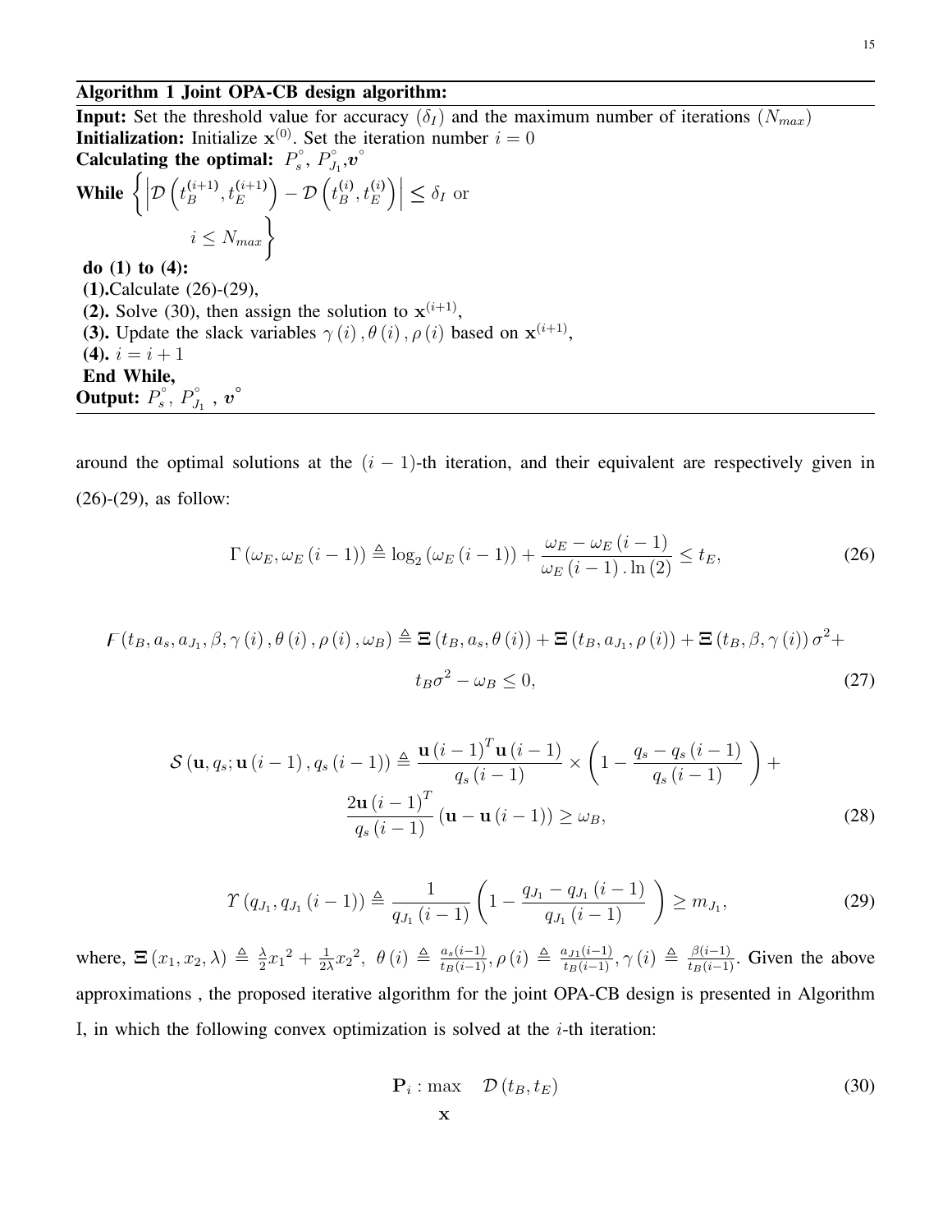**Algorithm 1 Joint OPA-CB design algorithm:**

**Input:** Set the threshold value for accuracy $(\delta_I)$ and the maximum number of iterations $(N_{max})$

**Initialization:** Initialize $\mathbf{x}^{(0)}$. Set the iteration number $i = 0$

**Calculating the optimal:** $P_s^{\circ}$, $P_{J_1}^{\circ}$,$\boldsymbol{v}^{\circ}$

**While** $\left\{ \left| \mathcal{D}\left(t_B^{(i+1)}, t_E^{(i+1)}\right) - \mathcal{D}\left(t_B^{(i)}, t_E^{(i)}\right) \right| \leq \delta_I \text{ or } i \leq N_{max} \right\}$

**do (1) to (4):**

**(1).**Calculate (26)-(29),

**(2).** Solve (30), then assign the solution to $\mathbf{x}^{(i+1)}$,

**(3).** Update the slack variables $\gamma(i), \theta(i), \rho(i)$ based on $\mathbf{x}^{(i+1)}$,

**(4).** $i = i + 1$

**End While,**

**Output:** $P_s^{\circ}$, $P_{J_1}^{\circ}$ , $\boldsymbol{v}^{\circ}$

around the optimal solutions at the $(i-1)$-th iteration, and their equivalent are respectively given in (26)-(29), as follow:

$$\Gamma(\omega_E, \omega_E(i-1)) \triangleq \log_2(\omega_E(i-1)) + \frac{\omega_E - \omega_E(i-1)}{\omega_E(i-1).\ln(2)} \leq t_E, \tag{26}$$

$$\digamma(t_B, a_s, a_{J_1}, \beta, \gamma(i), \theta(i), \rho(i), \omega_B) \triangleq \Xi(t_B, a_s, \theta(i)) + \Xi(t_B, a_{J_1}, \rho(i)) + \Xi(t_B, \beta, \gamma(i))\sigma^2 + t_B\sigma^2 - \omega_B \leq 0, \tag{27}$$

$$\mathcal{S}(\mathbf{u}, q_s; \mathbf{u}(i-1), q_s(i-1)) \triangleq \frac{\mathbf{u}(i-1)^T\mathbf{u}(i-1)}{q_s(i-1)} \times \left(1 - \frac{q_s - q_s(i-1)}{q_s(i-1)}\right) + \frac{2\mathbf{u}(i-1)^T}{q_s(i-1)}(\mathbf{u} - \mathbf{u}(i-1)) \geq \omega_B, \tag{28}$$

$$\Upsilon(q_{J_1}, q_{J_1}(i-1)) \triangleq \frac{1}{q_{J_1}(i-1)}\left(1 - \frac{q_{J_1} - q_{J_1}(i-1)}{q_{J_1}(i-1)}\right) \geq m_{J_1}, \tag{29}$$

where, $\Xi(x_1, x_2, \lambda) \triangleq \frac{\lambda}{2}{x_1}^2 + \frac{1}{2\lambda}{x_2}^2$, $\theta(i) \triangleq \frac{a_s(i-1)}{t_B(i-1)}, \rho(i) \triangleq \frac{a_{J1}(i-1)}{t_B(i-1)}, \gamma(i) \triangleq \frac{\beta(i-1)}{t_B(i-1)}$. Given the above approximations , the proposed iterative algorithm for the joint OPA-CB design is presented in Algorithm I, in which the following convex optimization is solved at the $i$-th iteration:

$$\mathbf{P}_i : \max_{\mathbf{x}} \quad \mathcal{D}(t_B, t_E) \tag{30}$$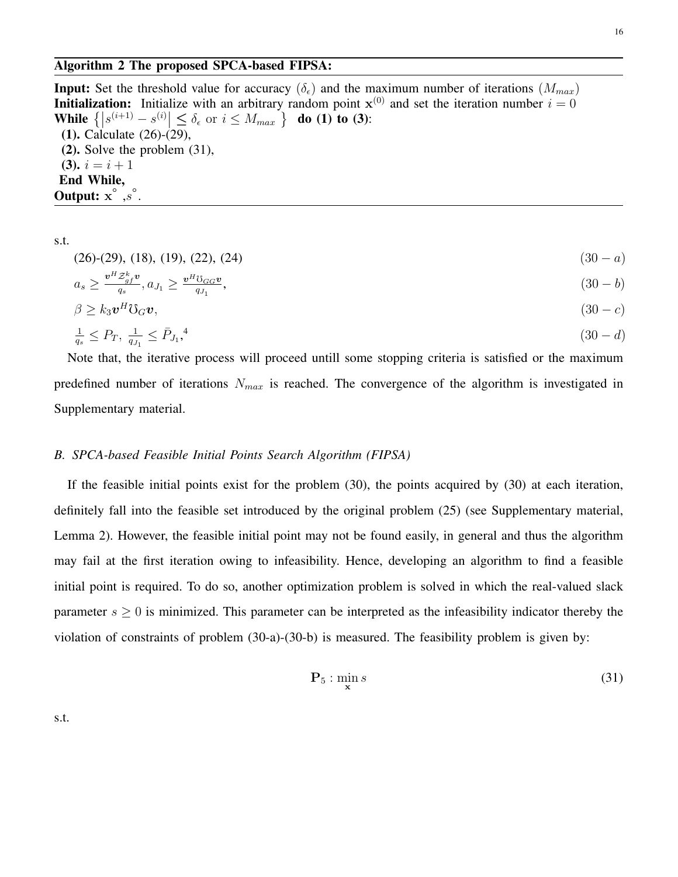**Algorithm 2 The proposed SPCA-based FIPSA:**

**Input:** Set the threshold value for accuracy $(\delta_\epsilon)$ and the maximum number of iterations $(M_{max})$
**Initialization:** Initialize with an arbitrary random point $\mathbf{x}^{(0)}$ and set the iteration number $i = 0$
**While** $\left\{ \left| s^{(i+1)} - s^{(i)} \right| \leq \delta_\epsilon \text{ or } i \leq M_{max} \right\}$ **do (1) to (3)**:
**(1).** Calculate (26)-(29),
**(2).** Solve the problem (31),
**(3).** $i = i + 1$
**End While,**
**Output:** $\mathbf{x}^\circ, s^\circ$.

s.t.

$$(26)\text{-}(29),\ (18),\ (19),\ (22),\ (24) \tag{30-a}$$

$$a_s \geq \frac{\boldsymbol{v}^H \mathcal{Z}_{gf}^k \boldsymbol{v}}{q_s}, a_{J_1} \geq \frac{\boldsymbol{v}^H \mho_{GG} \boldsymbol{v}}{q_{J_1}}, \tag{30-b}$$

$$\beta \geq k_3 \boldsymbol{v}^H \mho_G \boldsymbol{v}, \tag{30-c}$$

$$\frac{1}{q_s} \leq P_T,\ \frac{1}{q_{J_1}} \leq \bar{P}_{J_1},[4] \tag{30-d}$$

Note that, the iterative process will proceed untill some stopping criteria is satisfied or the maximum predefined number of iterations $N_{max}$ is reached. The convergence of the algorithm is investigated in Supplementary material.

### *B. SPCA-based Feasible Initial Points Search Algorithm (FIPSA)*

If the feasible initial points exist for the problem (30), the points acquired by (30) at each iteration, definitely fall into the feasible set introduced by the original problem (25) (see Supplementary material, Lemma 2). However, the feasible initial point may not be found easily, in general and thus the algorithm may fail at the first iteration owing to infeasibility. Hence, developing an algorithm to find a feasible initial point is required. To do so, another optimization problem is solved in which the real-valued slack parameter $s \geq 0$ is minimized. This parameter can be interpreted as the infeasibility indicator thereby the violation of constraints of problem (30-a)-(30-b) is measured. The feasibility problem is given by:

$$\mathbf{P}_5 : \min_{\mathbf{x}} s \tag{31}$$

s.t.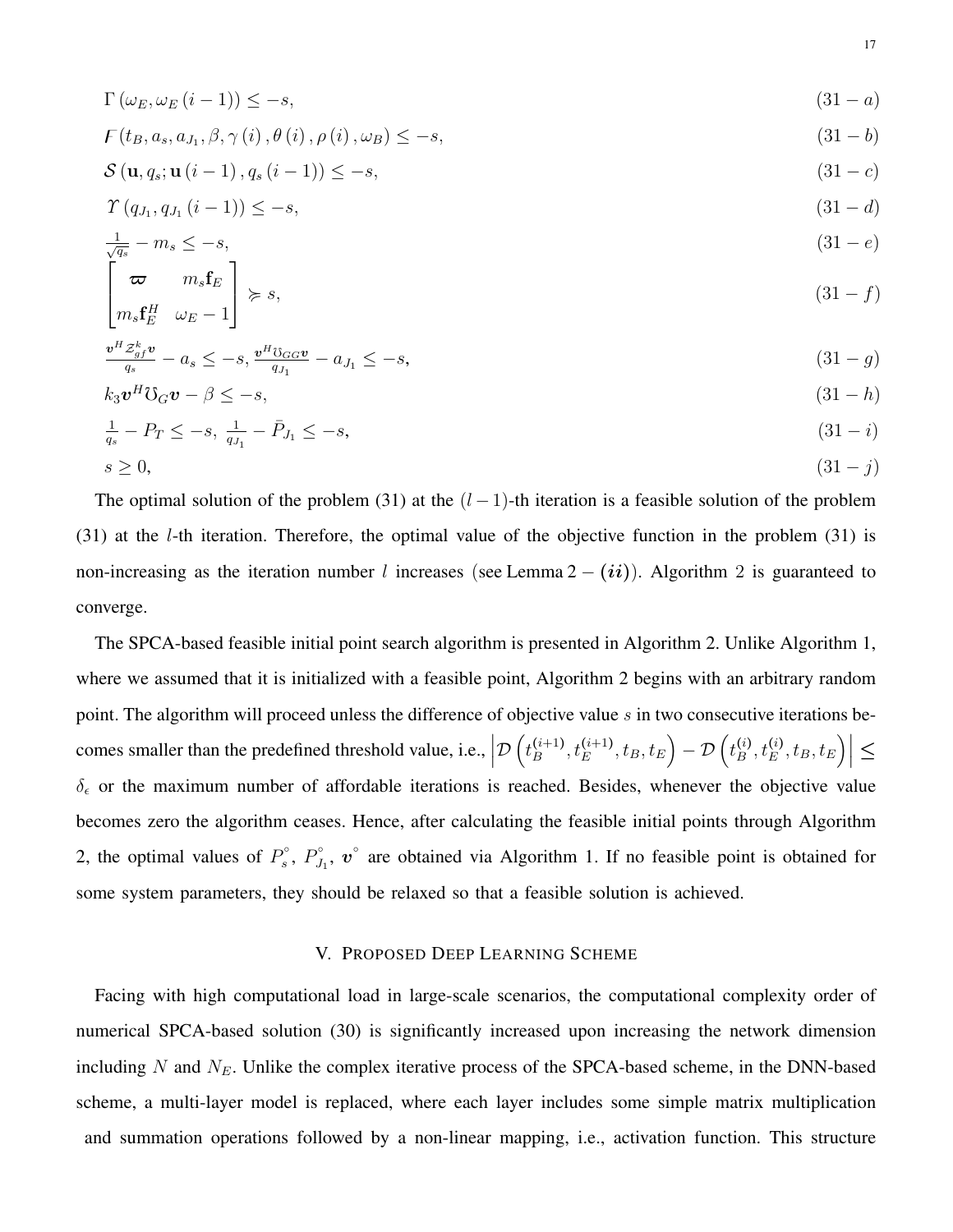$$\Gamma\left(\omega_E, \omega_E\left(i-1\right)\right) \leq -s, \tag{31-a}$$

$$F\left(t_B, a_s, a_{J_1}, \beta, \gamma\left(i\right), \theta\left(i\right), \rho\left(i\right), \omega_B\right) \leq -s, \tag{31-b}$$

$$\mathcal{S}\left(\mathbf{u}, q_s; \mathbf{u}\left(i-1\right), q_s\left(i-1\right)\right) \leq -s, \tag{31-c}$$

$$\Upsilon\left(q_{J_1}, q_{J_1}\left(i-1\right)\right) \leq -s, \tag{31-d}$$

$$\tfrac{1}{\sqrt{q_s}} - m_s \leq -s, \tag{31-e}$$

$$\begin{bmatrix} \boldsymbol{\varpi} & m_s \mathbf{f}_E \\ m_s \mathbf{f}_E^H & \omega_E - 1 \end{bmatrix} \succcurlyeq s, \tag{31-f}$$

$$\tfrac{\boldsymbol{v}^H \mathcal{Z}_{gf}^k \boldsymbol{v}}{q_s} - a_s \leq -s, \ \tfrac{\boldsymbol{v}^H \mho_{GG} \boldsymbol{v}}{q_{J_1}} - a_{J_1} \leq -s, \tag{31-g}$$

$$k_3 \boldsymbol{v}^H \mho_G \boldsymbol{v} - \beta \leq -s, \tag{31-h}$$

$$\tfrac{1}{q_s} - P_T \leq -s, \ \tfrac{1}{q_{J_1}} - \bar{P}_{J_1} \leq -s, \tag{31-i}$$

$$s \geq 0, \tag{31-j}$$

The optimal solution of the problem (31) at the $(l-1)$-th iteration is a feasible solution of the problem (31) at the $l$-th iteration. Therefore, the optimal value of the objective function in the problem (31) is non-increasing as the iteration number $l$ increases (see Lemma $2-(\boldsymbol{ii})$). Algorithm 2 is guaranteed to converge.

The SPCA-based feasible initial point search algorithm is presented in Algorithm 2. Unlike Algorithm 1, where we assumed that it is initialized with a feasible point, Algorithm 2 begins with an arbitrary random point. The algorithm will proceed unless the difference of objective value $s$ in two consecutive iterations becomes smaller than the predefined threshold value, i.e., $\left|\mathcal{D}\left(t_B^{(i+1)}, t_E^{(i+1)}, t_B, t_E\right) - \mathcal{D}\left(t_B^{(i)}, t_E^{(i)}, t_B, t_E\right)\right| \leq \delta_\epsilon$ or the maximum number of affordable iterations is reached. Besides, whenever the objective value becomes zero the algorithm ceases. Hence, after calculating the feasible initial points through Algorithm 2, the optimal values of $P_s^\circ$, $P_{J_1}^\circ$, $\boldsymbol{v}^\circ$ are obtained via Algorithm 1. If no feasible point is obtained for some system parameters, they should be relaxed so that a feasible solution is achieved.

## V. Proposed Deep Learning Scheme

Facing with high computational load in large-scale scenarios, the computational complexity order of numerical SPCA-based solution (30) is significantly increased upon increasing the network dimension including $N$ and $N_E$. Unlike the complex iterative process of the SPCA-based scheme, in the DNN-based scheme, a multi-layer model is replaced, where each layer includes some simple matrix multiplication and summation operations followed by a non-linear mapping, i.e., activation function. This structure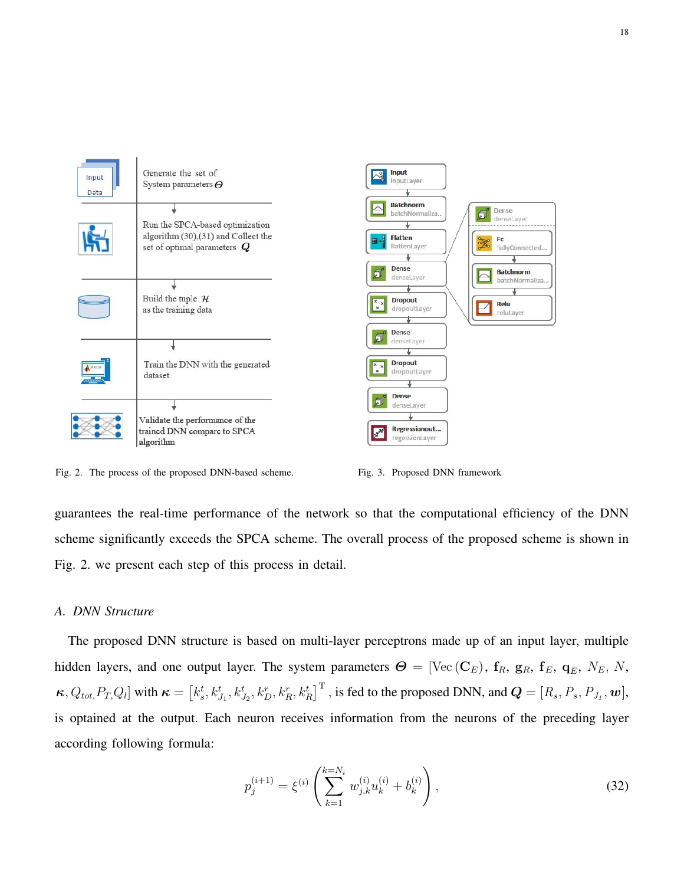Fig. 2. The process of the proposed DNN-based scheme.

Fig. 3. Proposed DNN framework

guarantees the real-time performance of the network so that the computational efficiency of the DNN scheme significantly exceeds the SPCA scheme. The overall process of the proposed scheme is shown in Fig. 2. we present each step of this process in detail.

## A. DNN Structure

The proposed DNN structure is based on multi-layer perceptrons made up of an input layer, multiple hidden layers, and one output layer. The system parameters $\boldsymbol{\Theta} = [\mathrm{Vec}(\mathbf{C}_E), \mathbf{f}_R, \mathbf{g}_R, \mathbf{f}_E, \mathbf{q}_E, N_E, N, \boldsymbol{\kappa}, Q_{tot}, P_T, Q_l]$ with $\boldsymbol{\kappa} = \left[k_s^t, k_{J_1}^t, k_{J_2}^t, k_D^r, k_R^r, k_R^t\right]^{\mathrm{T}}$, is fed to the proposed DNN, and $\boldsymbol{Q} = [R_s, P_s, P_{J_1}, \boldsymbol{w}]$, is optained at the output. Each neuron receives information from the neurons of the preceding layer according following formula:

$$p_j^{(i+1)} = \xi^{(i)} \left( \sum_{k=1}^{k=N_i} w_{j,k}^{(i)} u_k^{(i)} + b_k^{(i)} \right), \tag{32}$$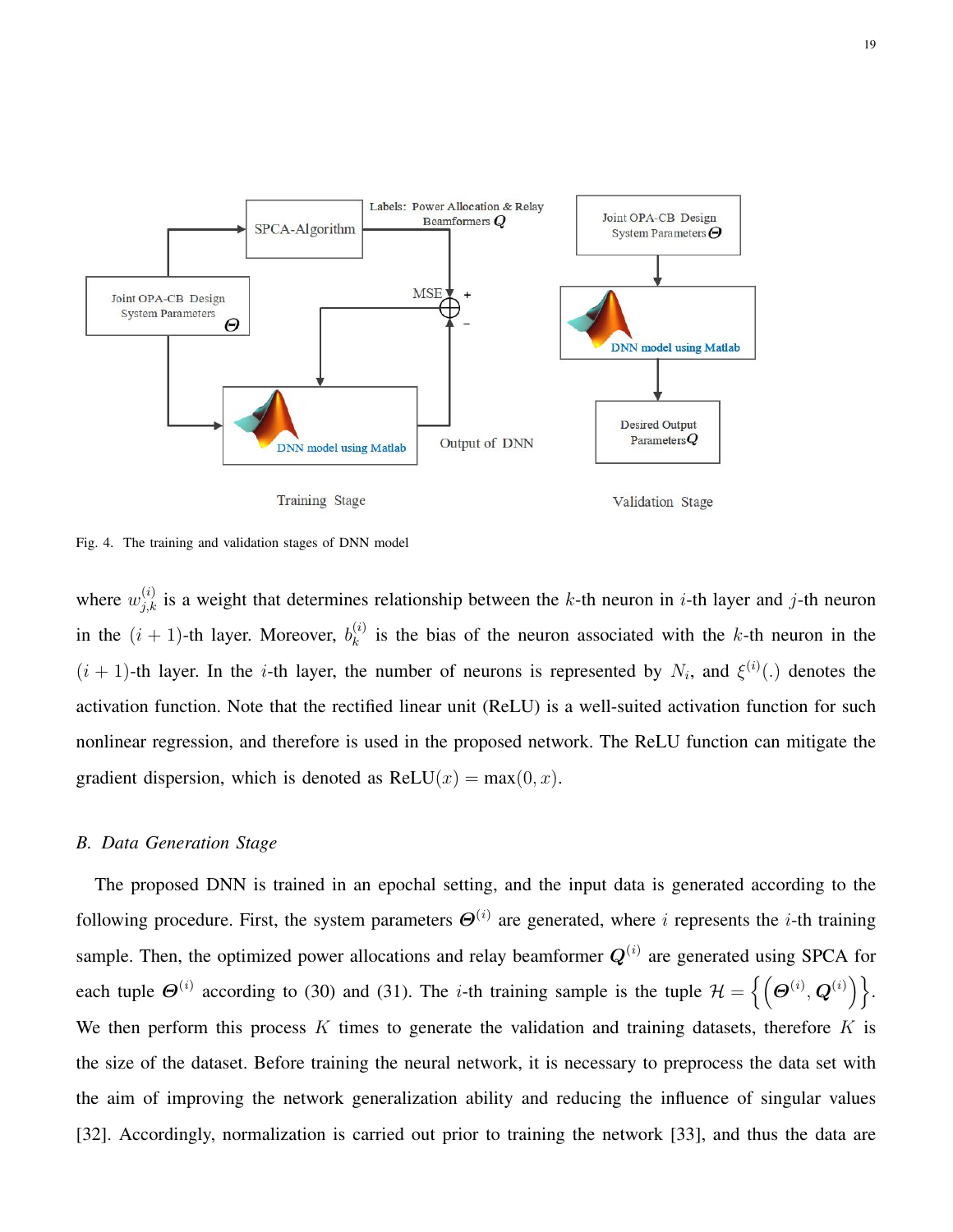Fig. 4. The training and validation stages of DNN model

where $w_{j,k}^{(i)}$ is a weight that determines relationship between the $k$-th neuron in $i$-th layer and $j$-th neuron in the $(i+1)$-th layer. Moreover, $b_k^{(i)}$ is the bias of the neuron associated with the $k$-th neuron in the $(i+1)$-th layer. In the $i$-th layer, the number of neurons is represented by $N_i$, and $\xi^{(i)}(.)$ denotes the activation function. Note that the rectified linear unit (ReLU) is a well-suited activation function for such nonlinear regression, and therefore is used in the proposed network. The ReLU function can mitigate the gradient dispersion, which is denoted as $\text{ReLU}(x) = \max(0, x)$.

### *B. Data Generation Stage*

The proposed DNN is trained in an epochal setting, and the input data is generated according to the following procedure. First, the system parameters $\boldsymbol{\Theta}^{(i)}$ are generated, where $i$ represents the $i$-th training sample. Then, the optimized power allocations and relay beamformer $\boldsymbol{Q}^{(i)}$ are generated using SPCA for each tuple $\boldsymbol{\Theta}^{(i)}$ according to (30) and (31). The $i$-th training sample is the tuple $\mathcal{H} = \left\{ \left( \boldsymbol{\Theta}^{(i)}, \boldsymbol{Q}^{(i)} \right) \right\}$. We then perform this process $K$ times to generate the validation and training datasets, therefore $K$ is the size of the dataset. Before training the neural network, it is necessary to preprocess the data set with the aim of improving the network generalization ability and reducing the influence of singular values [32]. Accordingly, normalization is carried out prior to training the network [33], and thus the data are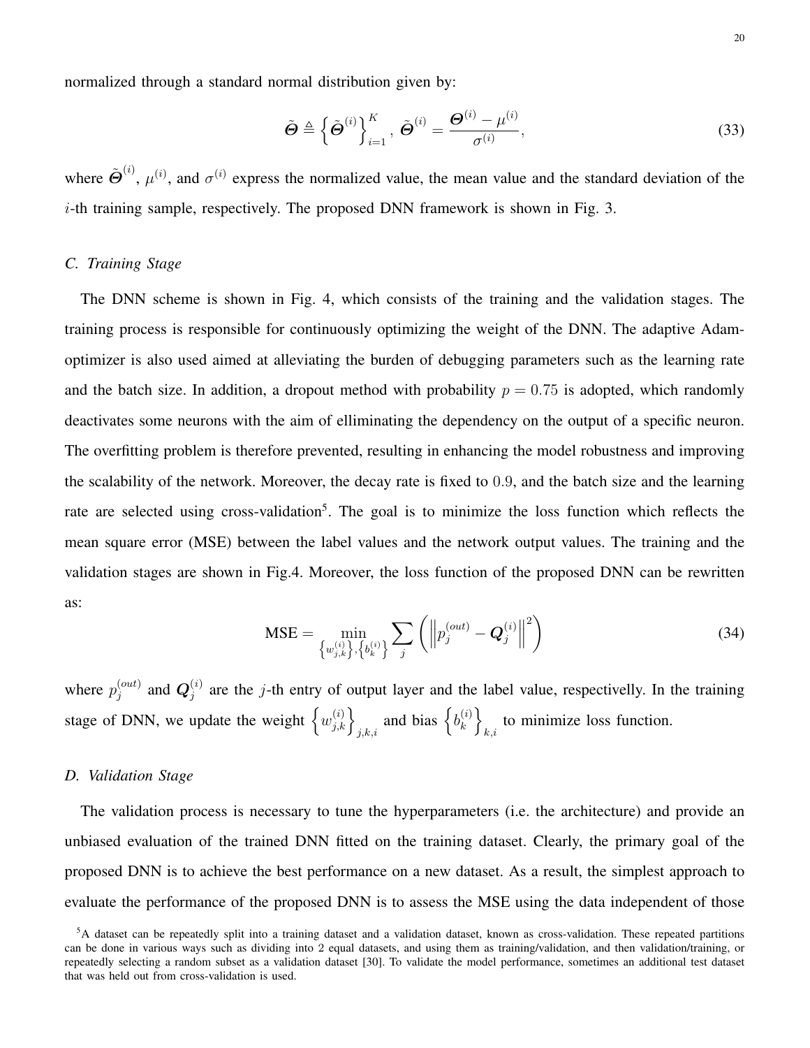normalized through a standard normal distribution given by:

$$\tilde{\boldsymbol{\Theta}} \triangleq \left\{ \tilde{\boldsymbol{\Theta}}^{(i)} \right\}_{i=1}^{K}, \; \tilde{\boldsymbol{\Theta}}^{(i)} = \frac{\boldsymbol{\Theta}^{(i)} - \mu^{(i)}}{\sigma^{(i)}}, \tag{33}$$

where $\tilde{\boldsymbol{\Theta}}^{(i)}$, $\mu^{(i)}$, and $\sigma^{(i)}$ express the normalized value, the mean value and the standard deviation of the $i$-th training sample, respectively. The proposed DNN framework is shown in Fig. 3.

### *C. Training Stage*

The DNN scheme is shown in Fig. 4, which consists of the training and the validation stages. The training process is responsible for continuously optimizing the weight of the DNN. The adaptive Adam-optimizer is also used aimed at alleviating the burden of debugging parameters such as the learning rate and the batch size. In addition, a dropout method with probability $p = 0.75$ is adopted, which randomly deactivates some neurons with the aim of elliminating the dependency on the output of a specific neuron. The overfitting problem is therefore prevented, resulting in enhancing the model robustness and improving the scalability of the network. Moreover, the decay rate is fixed to $0.9$, and the batch size and the learning rate are selected using cross-validation[5]. The goal is to minimize the loss function which reflects the mean square error (MSE) between the label values and the network output values. The training and the validation stages are shown in Fig.4. Moreover, the loss function of the proposed DNN can be rewritten as:

$$\text{MSE} = \min_{\left\{ w_{j,k}^{(i)} \right\}, \left\{ b_{k}^{(i)} \right\}} \sum_{j} \left( \left\| p_{j}^{(out)} - \boldsymbol{Q}_{j}^{(i)} \right\|^{2} \right) \tag{34}$$

where $p_{j}^{(out)}$ and $\boldsymbol{Q}_{j}^{(i)}$ are the $j$-th entry of output layer and the label value, respectivelly. In the training stage of DNN, we update the weight $\left\{ w_{j,k}^{(i)} \right\}_{j,k,i}$ and bias $\left\{ b_{k}^{(i)} \right\}_{k,i}$ to minimize loss function.

### *D. Validation Stage*

The validation process is necessary to tune the hyperparameters (i.e. the architecture) and provide an unbiased evaluation of the trained DNN fitted on the training dataset. Clearly, the primary goal of the proposed DNN is to achieve the best performance on a new dataset. As a result, the simplest approach to evaluate the performance of the proposed DNN is to assess the MSE using the data independent of those

[5] A dataset can be repeatedly split into a training dataset and a validation dataset, known as cross-validation. These repeated partitions can be done in various ways such as dividing into 2 equal datasets, and using them as training/validation, and then validation/training, or repeatedly selecting a random subset as a validation dataset [30]. To validate the model performance, sometimes an additional test dataset that was held out from cross-validation is used.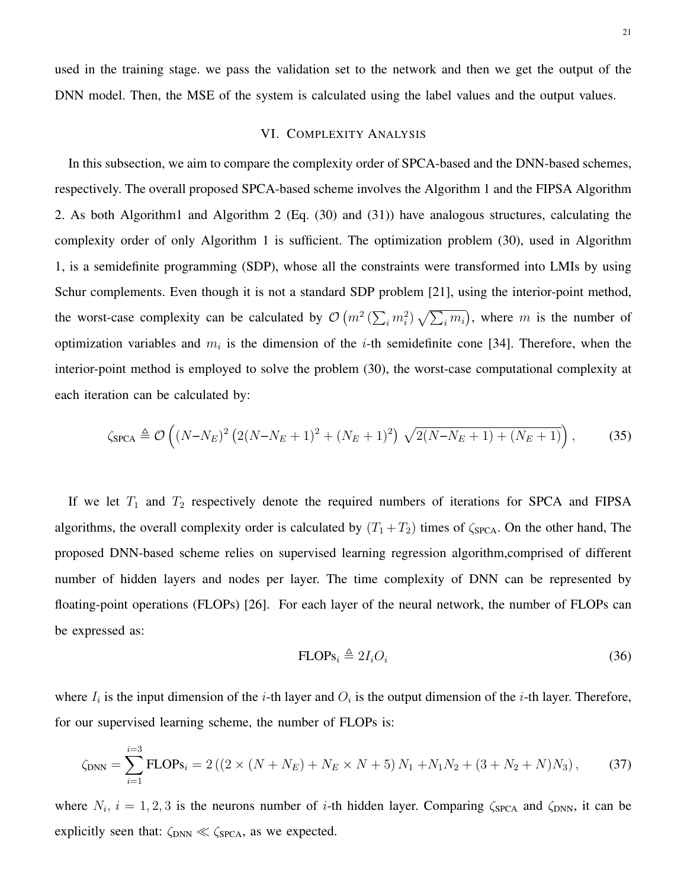used in the training stage. we pass the validation set to the network and then we get the output of the DNN model. Then, the MSE of the system is calculated using the label values and the output values.

## VI. Complexity Analysis

In this subsection, we aim to compare the complexity order of SPCA-based and the DNN-based schemes, respectively. The overall proposed SPCA-based scheme involves the Algorithm 1 and the FIPSA Algorithm 2. As both Algorithm1 and Algorithm 2 (Eq. (30) and (31)) have analogous structures, calculating the complexity order of only Algorithm 1 is sufficient. The optimization problem (30), used in Algorithm 1, is a semidefinite programming (SDP), whose all the constraints were transformed into LMIs by using Schur complements. Even though it is not a standard SDP problem [21], using the interior-point method, the worst-case complexity can be calculated by $\mathcal{O}\left(m^2\left(\sum_i m_i^2\right)\sqrt{\sum_i m_i}\right)$, where $m$ is the number of optimization variables and $m_i$ is the dimension of the $i$-th semidefinite cone [34]. Therefore, when the interior-point method is employed to solve the problem (30), the worst-case computational complexity at each iteration can be calculated by:

$$\zeta_{\text{SPCA}} \triangleq \mathcal{O}\left((N-N_E)^2\left(2(N-N_E+1)^2+(N_E+1)^2\right)\sqrt{2(N-N_E+1)+(N_E+1)}\right), \tag{35}$$

If we let $T_1$ and $T_2$ respectively denote the required numbers of iterations for SPCA and FIPSA algorithms, the overall complexity order is calculated by $(T_1+T_2)$ times of $\zeta_{\text{SPCA}}$. On the other hand, The proposed DNN-based scheme relies on supervised learning regression algorithm,comprised of different number of hidden layers and nodes per layer. The time complexity of DNN can be represented by floating-point operations (FLOPs) [26]. For each layer of the neural network, the number of FLOPs can be expressed as:

$$\text{FLOPs}_i \triangleq 2I_iO_i \tag{36}$$

where $I_i$ is the input dimension of the $i$-th layer and $O_i$ is the output dimension of the $i$-th layer. Therefore, for our supervised learning scheme, the number of FLOPs is:

$$\zeta_{\text{DNN}} = \sum_{i=1}^{i=3}\text{FLOPs}_i = 2\left(\left(2\times(N+N_E)+N_E\times N+5\right)N_1+N_1N_2+(3+N_2+N)N_3\right), \tag{37}$$

where $N_i$, $i=1,2,3$ is the neurons number of $i$-th hidden layer. Comparing $\zeta_{\text{SPCA}}$ and $\zeta_{\text{DNN}}$, it can be explicitly seen that: $\zeta_{\text{DNN}} \ll \zeta_{\text{SPCA}}$, as we expected.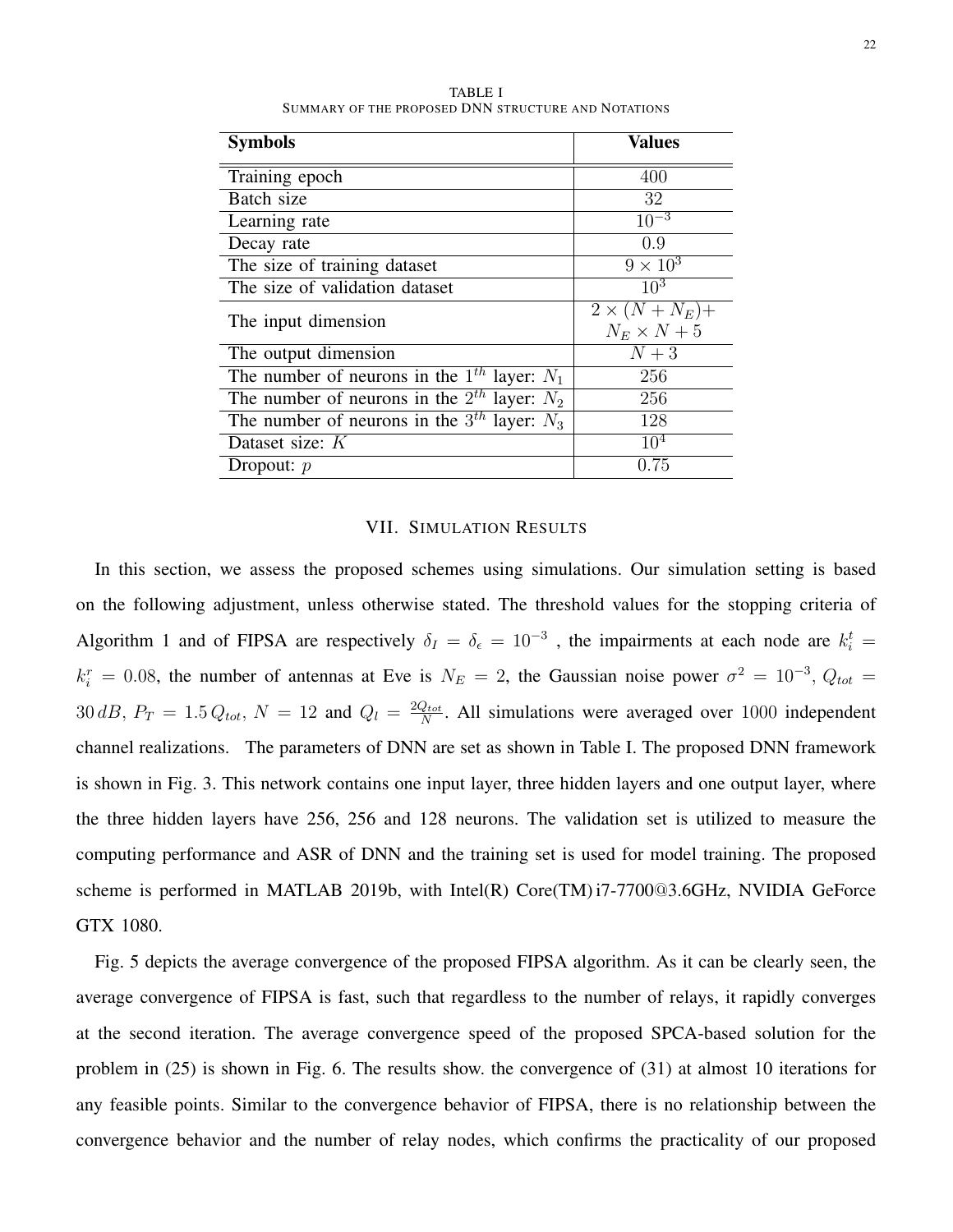TABLE I
SUMMARY OF THE PROPOSED DNN STRUCTURE AND NOTATIONS

| **Symbols** | **Values** |
|---|---|
| Training epoch | $400$ |
| Batch size | $32$ |
| Learning rate | $10^{-3}$ |
| Decay rate | $0.9$ |
| The size of training dataset | $9 \times 10^3$ |
| The size of validation dataset | $10^3$ |
| The input dimension | $2 \times (N + N_E) +$ $N_E \times N + 5$ |
| The output dimension | $N + 3$ |
| The number of neurons in the $1^{th}$ layer: $N_1$ | $256$ |
| The number of neurons in the $2^{th}$ layer: $N_2$ | $256$ |
| The number of neurons in the $3^{th}$ layer: $N_3$ | $128$ |
| Dataset size: $K$ | $10^4$ |
| Dropout: $p$ | $0.75$ |

## VII. SIMULATION RESULTS

In this section, we assess the proposed schemes using simulations. Our simulation setting is based on the following adjustment, unless otherwise stated. The threshold values for the stopping criteria of Algorithm 1 and of FIPSA are respectively $\delta_I = \delta_\epsilon = 10^{-3}$ , the impairments at each node are $k_i^t = k_i^r = 0.08$, the number of antennas at Eve is $N_E = 2$, the Gaussian noise power $\sigma^2 = 10^{-3}$, $Q_{tot} = 30\,dB$, $P_T = 1.5\,Q_{tot}$, $N = 12$ and $Q_l = \frac{2Q_{tot}}{N}$. All simulations were averaged over $1000$ independent channel realizations. The parameters of DNN are set as shown in Table I. The proposed DNN framework is shown in Fig. 3. This network contains one input layer, three hidden layers and one output layer, where the three hidden layers have 256, 256 and 128 neurons. The validation set is utilized to measure the computing performance and ASR of DNN and the training set is used for model training. The proposed scheme is performed in MATLAB 2019b, with Intel(R) Core(TM) i7-7700@3.6GHz, NVIDIA GeForce GTX 1080.

Fig. 5 depicts the average convergence of the proposed FIPSA algorithm. As it can be clearly seen, the average convergence of FIPSA is fast, such that regardless to the number of relays, it rapidly converges at the second iteration. The average convergence speed of the proposed SPCA-based solution for the problem in (25) is shown in Fig. 6. The results show. the convergence of (31) at almost 10 iterations for any feasible points. Similar to the convergence behavior of FIPSA, there is no relationship between the convergence behavior and the number of relay nodes, which confirms the practicality of our proposed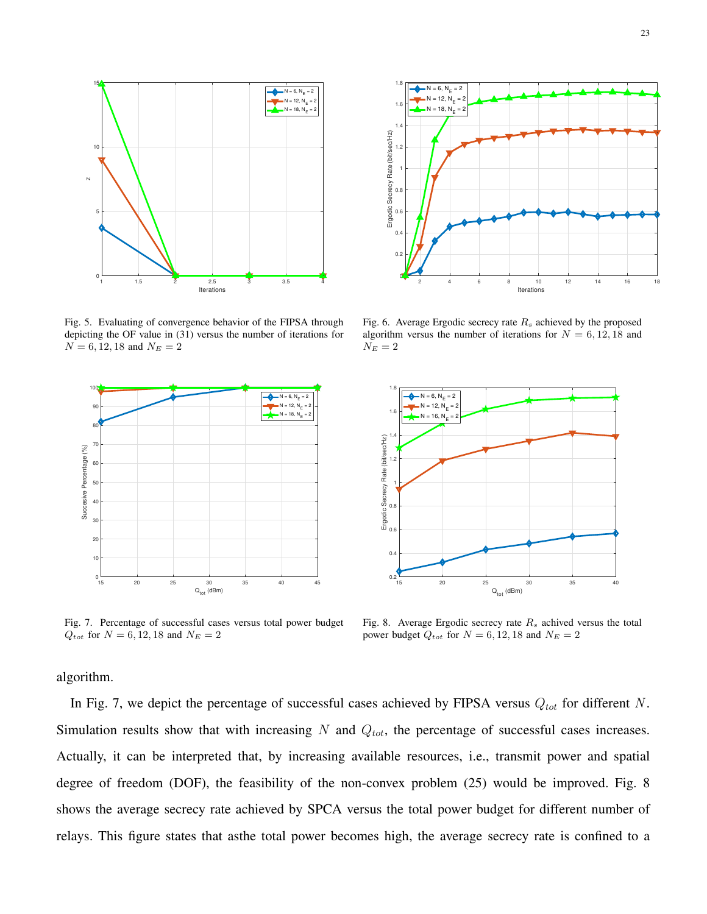Fig. 5. Evaluating of convergence behavior of the FIPSA through depicting the OF value in (31) versus the number of iterations for $N = 6, 12, 18$ and $N_E = 2$

Fig. 6. Average Ergodic secrecy rate $R_s$ achieved by the proposed algorithm versus the number of iterations for $N = 6, 12, 18$ and $N_E = 2$

Fig. 7. Percentage of successful cases versus total power budget $Q_{tot}$ for $N = 6, 12, 18$ and $N_E = 2$

Fig. 8. Average Ergodic secrecy rate $R_s$ achived versus the total power budget $Q_{tot}$ for $N = 6, 12, 18$ and $N_E = 2$

algorithm.

In Fig. 7, we depict the percentage of successful cases achieved by FIPSA versus $Q_{tot}$ for different $N$. Simulation results show that with increasing $N$ and $Q_{tot}$, the percentage of successful cases increases. Actually, it can be interpreted that, by increasing available resources, i.e., transmit power and spatial degree of freedom (DOF), the feasibility of the non-convex problem (25) would be improved. Fig. 8 shows the average secrecy rate achieved by SPCA versus the total power budget for different number of relays. This figure states that asthe total power becomes high, the average secrecy rate is confined to a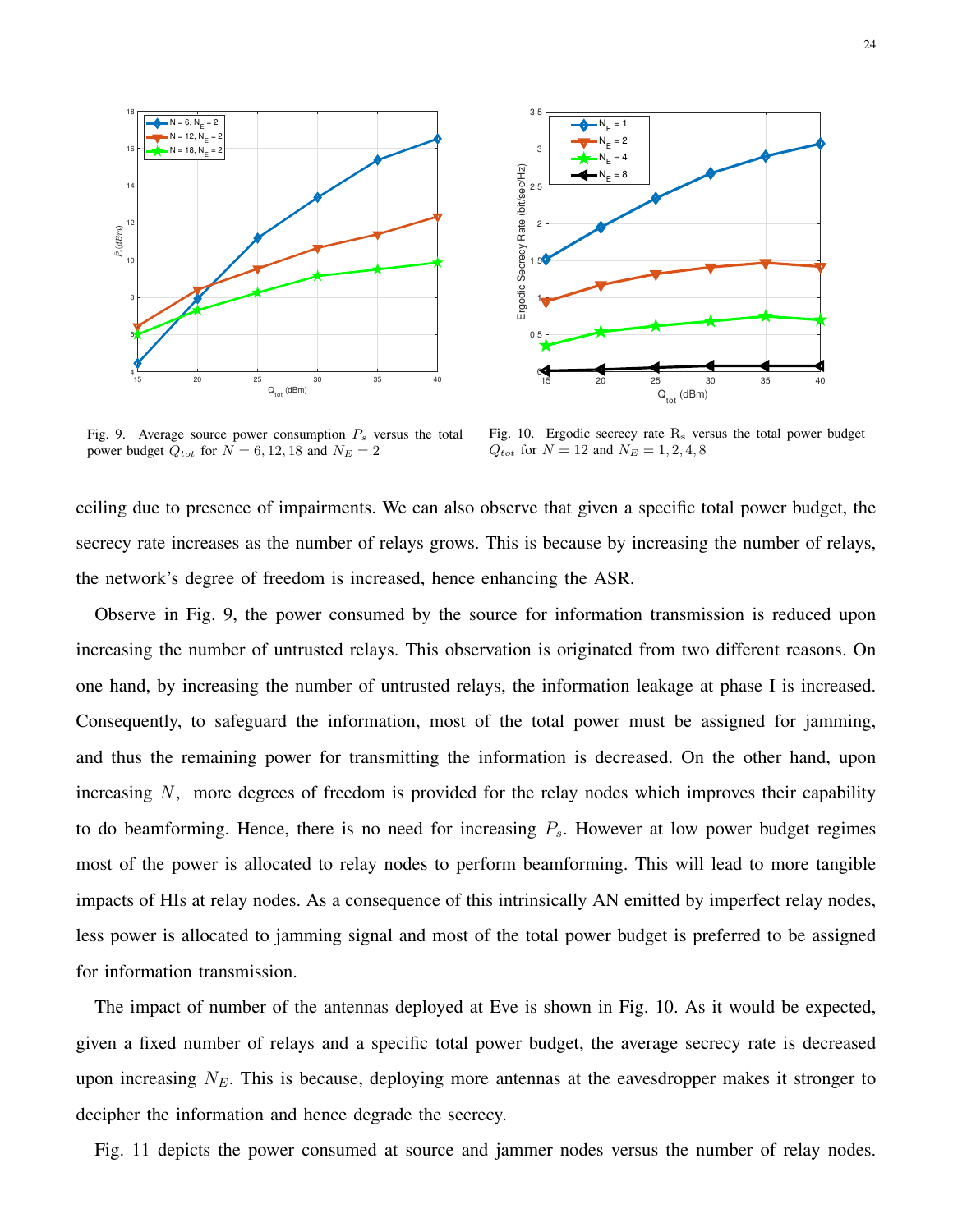Fig. 9. Average source power consumption $P_s$ versus the total power budget $Q_{tot}$ for $N = 6, 12, 18$ and $N_E = 2$

Fig. 10. Ergodic secrecy rate $\mathrm{R}_s$ versus the total power budget $Q_{tot}$ for $N = 12$ and $N_E = 1, 2, 4, 8$

ceiling due to presence of impairments. We can also observe that given a specific total power budget, the secrecy rate increases as the number of relays grows. This is because by increasing the number of relays, the network's degree of freedom is increased, hence enhancing the ASR.

Observe in Fig. 9, the power consumed by the source for information transmission is reduced upon increasing the number of untrusted relays. This observation is originated from two different reasons. On one hand, by increasing the number of untrusted relays, the information leakage at phase I is increased. Consequently, to safeguard the information, most of the total power must be assigned for jamming, and thus the remaining power for transmitting the information is decreased. On the other hand, upon increasing $N$, more degrees of freedom is provided for the relay nodes which improves their capability to do beamforming. Hence, there is no need for increasing $P_s$. However at low power budget regimes most of the power is allocated to relay nodes to perform beamforming. This will lead to more tangible impacts of HIs at relay nodes. As a consequence of this intrinsically AN emitted by imperfect relay nodes, less power is allocated to jamming signal and most of the total power budget is preferred to be assigned for information transmission.

The impact of number of the antennas deployed at Eve is shown in Fig. 10. As it would be expected, given a fixed number of relays and a specific total power budget, the average secrecy rate is decreased upon increasing $N_E$. This is because, deploying more antennas at the eavesdropper makes it stronger to decipher the information and hence degrade the secrecy.

Fig. 11 depicts the power consumed at source and jammer nodes versus the number of relay nodes.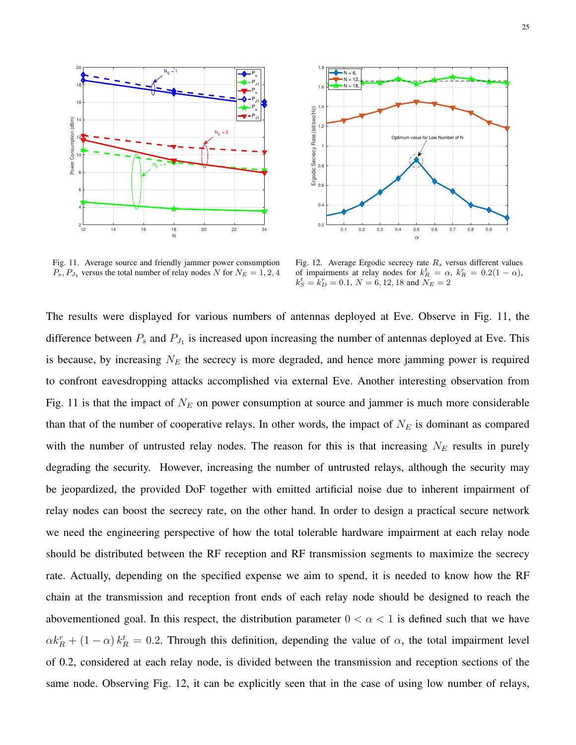Fig. 11. Average source and friendly jammer power consumption $P_s, P_{J_1}$ versus the total number of relay nodes $N$ for $N_E = 1, 2, 4$

Fig. 12. Average Ergodic secrecy rate $R_s$ versus different values of impairments at relay nodes for $k_R^t = \alpha$, $k_R^r = 0.2(1-\alpha)$, $k_S^t = k_D^r = 0.1$, $N = 6, 12, 18$ and $N_E = 2$

The results were displayed for various numbers of antennas deployed at Eve. Observe in Fig. 11, the difference between $P_s$ and $P_{J_1}$ is increased upon increasing the number of antennas deployed at Eve. This is because, by increasing $N_E$ the secrecy is more degraded, and hence more jamming power is required to confront eavesdropping attacks accomplished via external Eve. Another interesting observation from Fig. 11 is that the impact of $N_E$ on power consumption at source and jammer is much more considerable than that of the number of cooperative relays. In other words, the impact of $N_E$ is dominant as compared with the number of untrusted relay nodes. The reason for this is that increasing $N_E$ results in purely degrading the security. However, increasing the number of untrusted relays, although the security may be jeopardized, the provided DoF together with emitted artificial noise due to inherent impairment of relay nodes can boost the secrecy rate, on the other hand. In order to design a practical secure network we need the engineering perspective of how the total tolerable hardware impairment at each relay node should be distributed between the RF reception and RF transmission segments to maximize the secrecy rate. Actually, depending on the specified expense we aim to spend, it is needed to know how the RF chain at the transmission and reception front ends of each relay node should be designed to reach the abovementioned goal. In this respect, the distribution parameter $0 < \alpha < 1$ is defined such that we have $\alpha k_R^r + (1-\alpha) k_R^t = 0.2$. Through this definition, depending the value of $\alpha$, the total impairment level of 0.2, considered at each relay node, is divided between the transmission and reception sections of the same node. Observing Fig. 12, it can be explicitly seen that in the case of using low number of relays,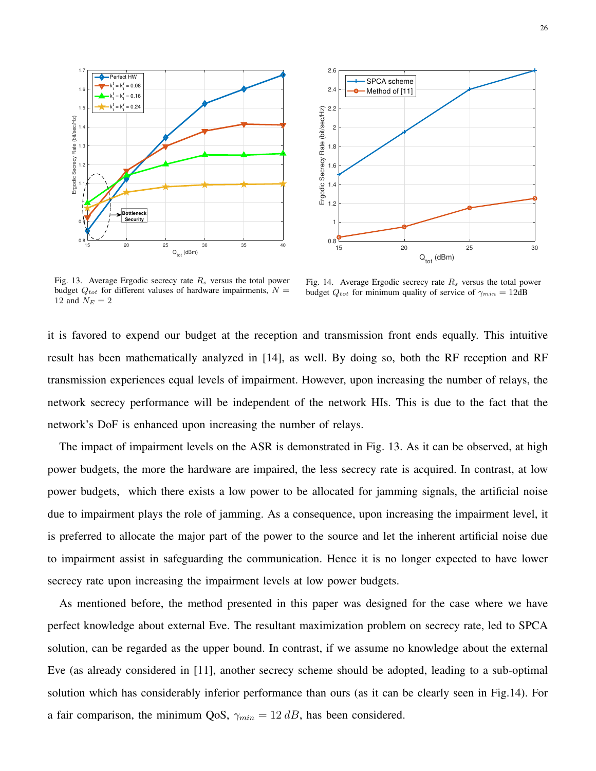Fig. 13. Average Ergodic secrecy rate $R_s$ versus the total power budget $Q_{tot}$ for different valuses of hardware impairments, $N = 12$ and $N_E = 2$

Fig. 14. Average Ergodic secrecy rate $R_s$ versus the total power budget $Q_{tot}$ for minimum quality of service of $\gamma_{min} = 12$dB

it is favored to expend our budget at the reception and transmission front ends equally. This intuitive result has been mathematically analyzed in [14], as well. By doing so, both the RF reception and RF transmission experiences equal levels of impairment. However, upon increasing the number of relays, the network secrecy performance will be independent of the network HIs. This is due to the fact that the network's DoF is enhanced upon increasing the number of relays.

The impact of impairment levels on the ASR is demonstrated in Fig. 13. As it can be observed, at high power budgets, the more the hardware are impaired, the less secrecy rate is acquired. In contrast, at low power budgets, which there exists a low power to be allocated for jamming signals, the artificial noise due to impairment plays the role of jamming. As a consequence, upon increasing the impairment level, it is preferred to allocate the major part of the power to the source and let the inherent artificial noise due to impairment assist in safeguarding the communication. Hence it is no longer expected to have lower secrecy rate upon increasing the impairment levels at low power budgets.

As mentioned before, the method presented in this paper was designed for the case where we have perfect knowledge about external Eve. The resultant maximization problem on secrecy rate, led to SPCA solution, can be regarded as the upper bound. In contrast, if we assume no knowledge about the external Eve (as already considered in [11], another secrecy scheme should be adopted, leading to a sub-optimal solution which has considerably inferior performance than ours (as it can be clearly seen in Fig.14). For a fair comparison, the minimum QoS, $\gamma_{min} = 12\,dB$, has been considered.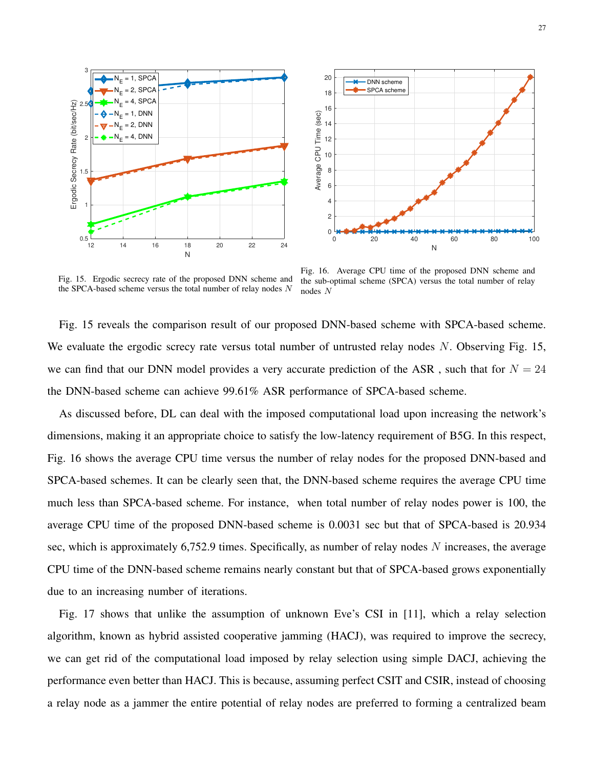Fig. 15. Ergodic secrecy rate of the proposed DNN scheme and the SPCA-based scheme versus the total number of relay nodes $N$

Fig. 16. Average CPU time of the proposed DNN scheme and the sub-optimal scheme (SPCA) versus the total number of relay nodes $N$

Fig. 15 reveals the comparison result of our proposed DNN-based scheme with SPCA-based scheme. We evaluate the ergodic screcy rate versus total number of untrusted relay nodes $N$. Observing Fig. 15, we can find that our DNN model provides a very accurate prediction of the ASR , such that for $N = 24$ the DNN-based scheme can achieve 99.61% ASR performance of SPCA-based scheme.

As discussed before, DL can deal with the imposed computational load upon increasing the network's dimensions, making it an appropriate choice to satisfy the low-latency requirement of B5G. In this respect, Fig. 16 shows the average CPU time versus the number of relay nodes for the proposed DNN-based and SPCA-based schemes. It can be clearly seen that, the DNN-based scheme requires the average CPU time much less than SPCA-based scheme. For instance, when total number of relay nodes power is 100, the average CPU time of the proposed DNN-based scheme is 0.0031 sec but that of SPCA-based is 20.934 sec, which is approximately 6,752.9 times. Specifically, as number of relay nodes $N$ increases, the average CPU time of the DNN-based scheme remains nearly constant but that of SPCA-based grows exponentially due to an increasing number of iterations.

Fig. 17 shows that unlike the assumption of unknown Eve's CSI in [11], which a relay selection algorithm, known as hybrid assisted cooperative jamming (HACJ), was required to improve the secrecy, we can get rid of the computational load imposed by relay selection using simple DACJ, achieving the performance even better than HACJ. This is because, assuming perfect CSIT and CSIR, instead of choosing a relay node as a jammer the entire potential of relay nodes are preferred to forming a centralized beam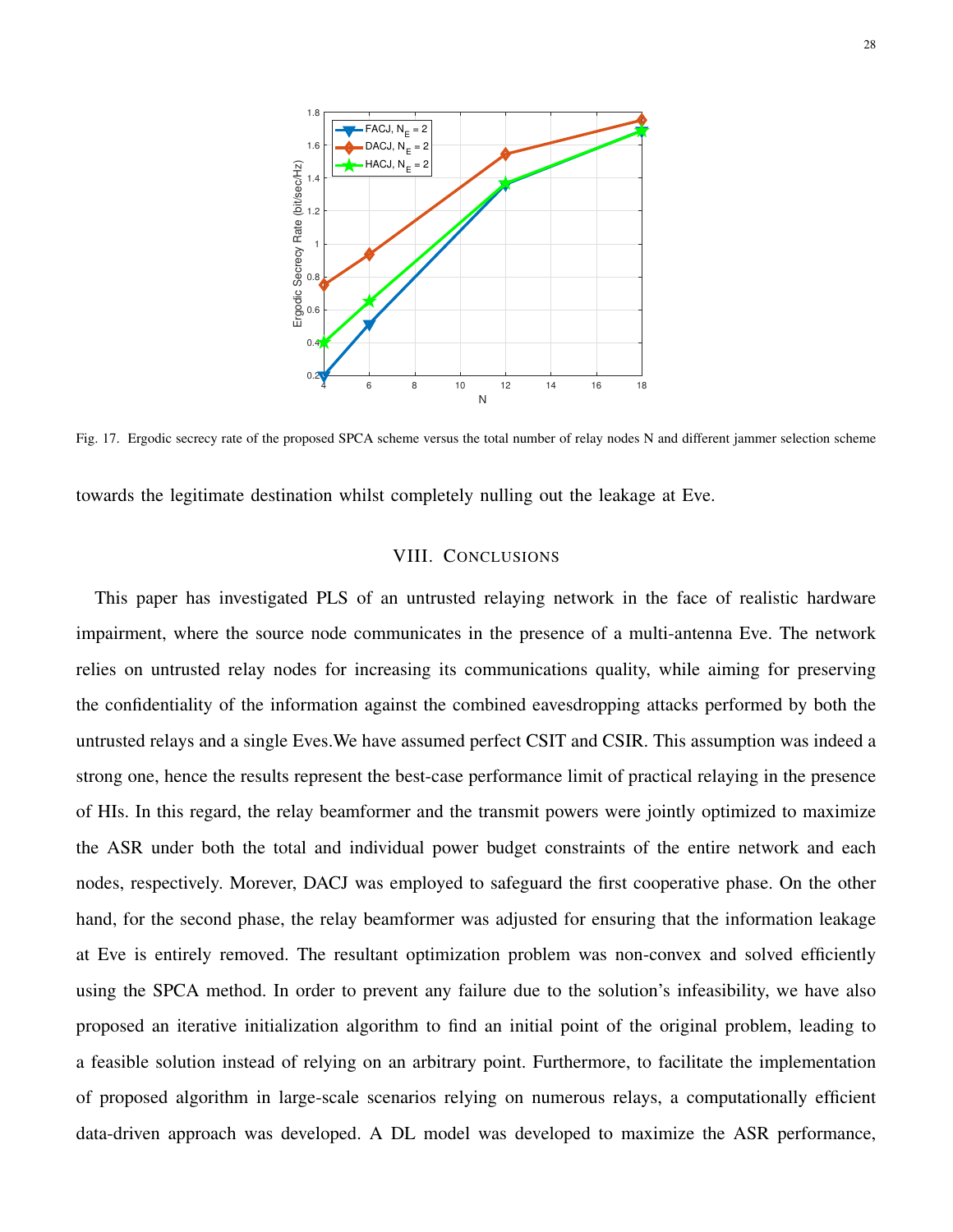Fig. 17. Ergodic secrecy rate of the proposed SPCA scheme versus the total number of relay nodes N and different jammer selection scheme

towards the legitimate destination whilst completely nulling out the leakage at Eve.

## VIII. Conclusions

This paper has investigated PLS of an untrusted relaying network in the face of realistic hardware impairment, where the source node communicates in the presence of a multi-antenna Eve. The network relies on untrusted relay nodes for increasing its communications quality, while aiming for preserving the confidentiality of the information against the combined eavesdropping attacks performed by both the untrusted relays and a single Eves.We have assumed perfect CSIT and CSIR. This assumption was indeed a strong one, hence the results represent the best-case performance limit of practical relaying in the presence of HIs. In this regard, the relay beamformer and the transmit powers were jointly optimized to maximize the ASR under both the total and individual power budget constraints of the entire network and each nodes, respectively. Morever, DACJ was employed to safeguard the first cooperative phase. On the other hand, for the second phase, the relay beamformer was adjusted for ensuring that the information leakage at Eve is entirely removed. The resultant optimization problem was non-convex and solved efficiently using the SPCA method. In order to prevent any failure due to the solution's infeasibility, we have also proposed an iterative initialization algorithm to find an initial point of the original problem, leading to a feasible solution instead of relying on an arbitrary point. Furthermore, to facilitate the implementation of proposed algorithm in large-scale scenarios relying on numerous relays, a computationally efficient data-driven approach was developed. A DL model was developed to maximize the ASR performance,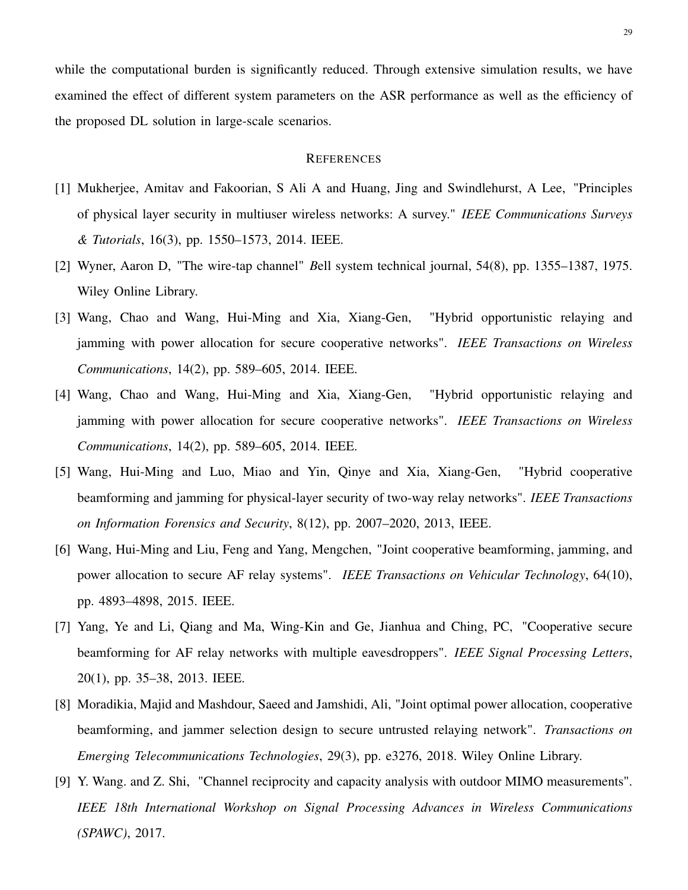while the computational burden is significantly reduced. Through extensive simulation results, we have examined the effect of different system parameters on the ASR performance as well as the efficiency of the proposed DL solution in large-scale scenarios.

## REFERENCES

[1] Mukherjee, Amitav and Fakoorian, S Ali A and Huang, Jing and Swindlehurst, A Lee, "Principles of physical layer security in multiuser wireless networks: A survey." *IEEE Communications Surveys & Tutorials*, 16(3), pp. 1550–1573, 2014. IEEE.

[2] Wyner, Aaron D, "The wire-tap channel" *B*ell system technical journal, 54(8), pp. 1355–1387, 1975. Wiley Online Library.

[3] Wang, Chao and Wang, Hui-Ming and Xia, Xiang-Gen, "Hybrid opportunistic relaying and jamming with power allocation for secure cooperative networks". *IEEE Transactions on Wireless Communications*, 14(2), pp. 589–605, 2014. IEEE.

[4] Wang, Chao and Wang, Hui-Ming and Xia, Xiang-Gen, "Hybrid opportunistic relaying and jamming with power allocation for secure cooperative networks". *IEEE Transactions on Wireless Communications*, 14(2), pp. 589–605, 2014. IEEE.

[5] Wang, Hui-Ming and Luo, Miao and Yin, Qinye and Xia, Xiang-Gen, "Hybrid cooperative beamforming and jamming for physical-layer security of two-way relay networks". *IEEE Transactions on Information Forensics and Security*, 8(12), pp. 2007–2020, 2013, IEEE.

[6] Wang, Hui-Ming and Liu, Feng and Yang, Mengchen, "Joint cooperative beamforming, jamming, and power allocation to secure AF relay systems". *IEEE Transactions on Vehicular Technology*, 64(10), pp. 4893–4898, 2015. IEEE.

[7] Yang, Ye and Li, Qiang and Ma, Wing-Kin and Ge, Jianhua and Ching, PC, "Cooperative secure beamforming for AF relay networks with multiple eavesdroppers". *IEEE Signal Processing Letters*, 20(1), pp. 35–38, 2013. IEEE.

[8] Moradikia, Majid and Mashdour, Saeed and Jamshidi, Ali, "Joint optimal power allocation, cooperative beamforming, and jammer selection design to secure untrusted relaying network". *Transactions on Emerging Telecommunications Technologies*, 29(3), pp. e3276, 2018. Wiley Online Library.

[9] Y. Wang. and Z. Shi, "Channel reciprocity and capacity analysis with outdoor MIMO measurements". *IEEE 18th International Workshop on Signal Processing Advances in Wireless Communications (SPAWC)*, 2017.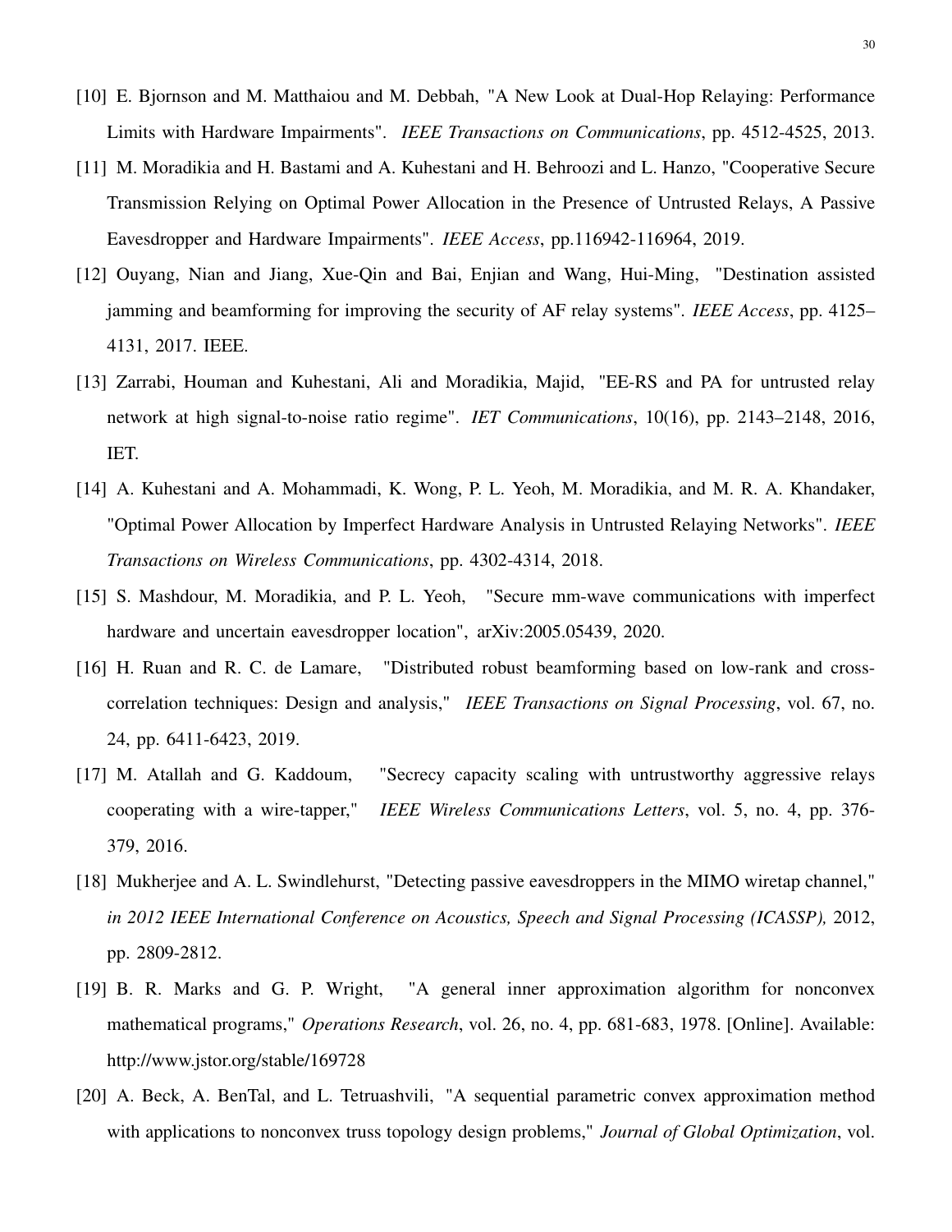[10] E. Bjornson and M. Matthaiou and M. Debbah, "A New Look at Dual-Hop Relaying: Performance Limits with Hardware Impairments". *IEEE Transactions on Communications*, pp. 4512-4525, 2013.

[11] M. Moradikia and H. Bastami and A. Kuhestani and H. Behroozi and L. Hanzo, "Cooperative Secure Transmission Relying on Optimal Power Allocation in the Presence of Untrusted Relays, A Passive Eavesdropper and Hardware Impairments". *IEEE Access*, pp.116942-116964, 2019.

[12] Ouyang, Nian and Jiang, Xue-Qin and Bai, Enjian and Wang, Hui-Ming, "Destination assisted jamming and beamforming for improving the security of AF relay systems". *IEEE Access*, pp. 4125–4131, 2017. IEEE.

[13] Zarrabi, Houman and Kuhestani, Ali and Moradikia, Majid, "EE-RS and PA for untrusted relay network at high signal-to-noise ratio regime". *IET Communications*, 10(16), pp. 2143–2148, 2016, IET.

[14] A. Kuhestani and A. Mohammadi, K. Wong, P. L. Yeoh, M. Moradikia, and M. R. A. Khandaker, "Optimal Power Allocation by Imperfect Hardware Analysis in Untrusted Relaying Networks". *IEEE Transactions on Wireless Communications*, pp. 4302-4314, 2018.

[15] S. Mashdour, M. Moradikia, and P. L. Yeoh, "Secure mm-wave communications with imperfect hardware and uncertain eavesdropper location", arXiv:2005.05439, 2020.

[16] H. Ruan and R. C. de Lamare, "Distributed robust beamforming based on low-rank and cross-correlation techniques: Design and analysis," *IEEE Transactions on Signal Processing*, vol. 67, no. 24, pp. 6411-6423, 2019.

[17] M. Atallah and G. Kaddoum, "Secrecy capacity scaling with untrustworthy aggressive relays cooperating with a wire-tapper," *IEEE Wireless Communications Letters*, vol. 5, no. 4, pp. 376-379, 2016.

[18] Mukherjee and A. L. Swindlehurst, "Detecting passive eavesdroppers in the MIMO wiretap channel," *in 2012 IEEE International Conference on Acoustics, Speech and Signal Processing (ICASSP),* 2012, pp. 2809-2812.

[19] B. R. Marks and G. P. Wright, "A general inner approximation algorithm for nonconvex mathematical programs," *Operations Research*, vol. 26, no. 4, pp. 681-683, 1978. [Online]. Available: http://www.jstor.org/stable/169728

[20] A. Beck, A. BenTal, and L. Tetruashvili, "A sequential parametric convex approximation method with applications to nonconvex truss topology design problems," *Journal of Global Optimization*, vol.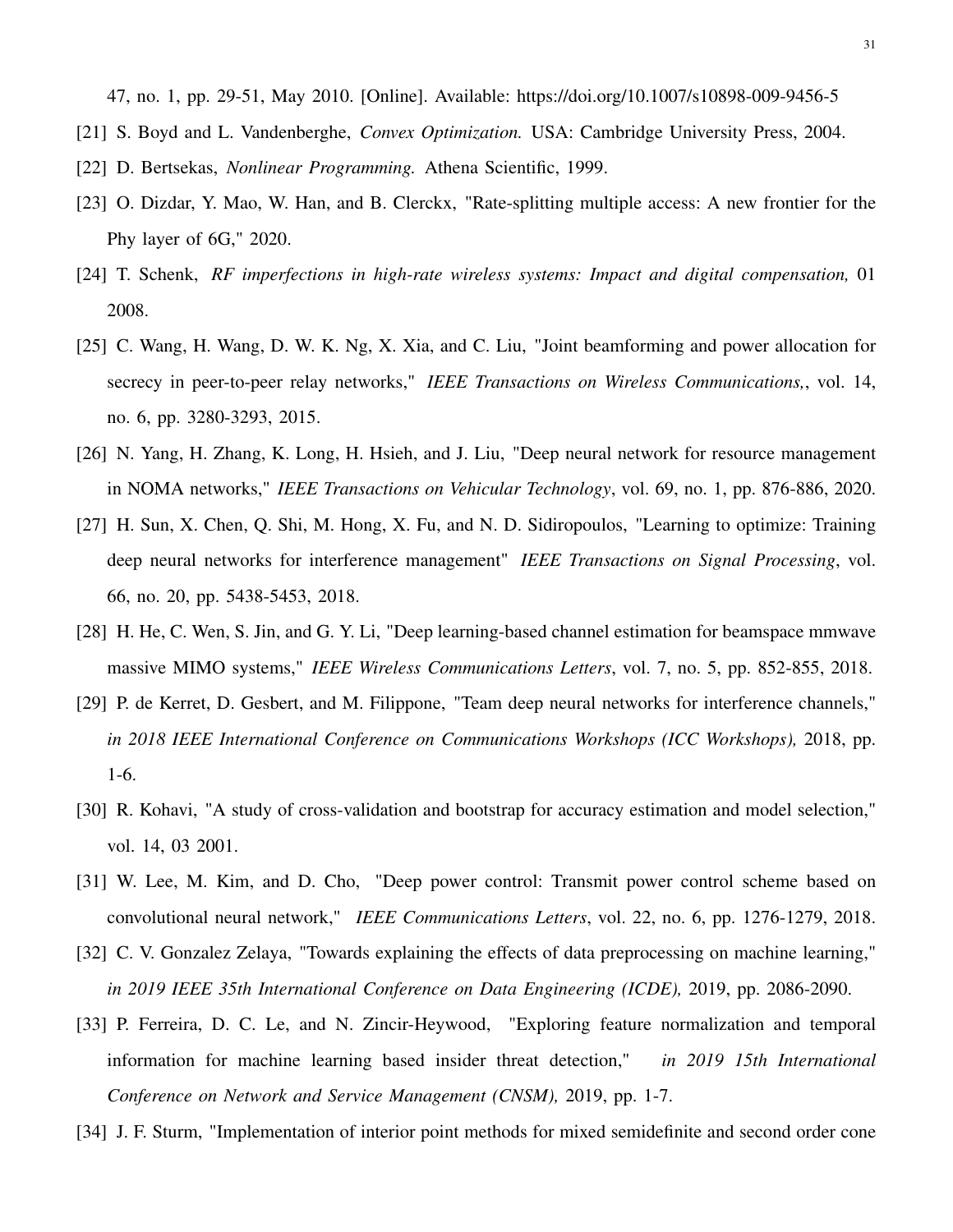47, no. 1, pp. 29-51, May 2010. [Online]. Available: https://doi.org/10.1007/s10898-009-9456-5

[21] S. Boyd and L. Vandenberghe, *Convex Optimization.* USA: Cambridge University Press, 2004.

[22] D. Bertsekas, *Nonlinear Programming.* Athena Scientific, 1999.

[23] O. Dizdar, Y. Mao, W. Han, and B. Clerckx, "Rate-splitting multiple access: A new frontier for the Phy layer of 6G," 2020.

[24] T. Schenk, *RF imperfections in high-rate wireless systems: Impact and digital compensation,* 01 2008.

[25] C. Wang, H. Wang, D. W. K. Ng, X. Xia, and C. Liu, "Joint beamforming and power allocation for secrecy in peer-to-peer relay networks," *IEEE Transactions on Wireless Communications,*, vol. 14, no. 6, pp. 3280-3293, 2015.

[26] N. Yang, H. Zhang, K. Long, H. Hsieh, and J. Liu, "Deep neural network for resource management in NOMA networks," *IEEE Transactions on Vehicular Technology*, vol. 69, no. 1, pp. 876-886, 2020.

[27] H. Sun, X. Chen, Q. Shi, M. Hong, X. Fu, and N. D. Sidiropoulos, "Learning to optimize: Training deep neural networks for interference management" *IEEE Transactions on Signal Processing*, vol. 66, no. 20, pp. 5438-5453, 2018.

[28] H. He, C. Wen, S. Jin, and G. Y. Li, "Deep learning-based channel estimation for beamspace mmwave massive MIMO systems," *IEEE Wireless Communications Letters*, vol. 7, no. 5, pp. 852-855, 2018.

[29] P. de Kerret, D. Gesbert, and M. Filippone, "Team deep neural networks for interference channels," *in 2018 IEEE International Conference on Communications Workshops (ICC Workshops),* 2018, pp. 1-6.

[30] R. Kohavi, "A study of cross-validation and bootstrap for accuracy estimation and model selection," vol. 14, 03 2001.

[31] W. Lee, M. Kim, and D. Cho, "Deep power control: Transmit power control scheme based on convolutional neural network," *IEEE Communications Letters*, vol. 22, no. 6, pp. 1276-1279, 2018.

[32] C. V. Gonzalez Zelaya, "Towards explaining the effects of data preprocessing on machine learning," *in 2019 IEEE 35th International Conference on Data Engineering (ICDE),* 2019, pp. 2086-2090.

[33] P. Ferreira, D. C. Le, and N. Zincir-Heywood, "Exploring feature normalization and temporal information for machine learning based insider threat detection," *in 2019 15th International Conference on Network and Service Management (CNSM),* 2019, pp. 1-7.

[34] J. F. Sturm, "Implementation of interior point methods for mixed semidefinite and second order cone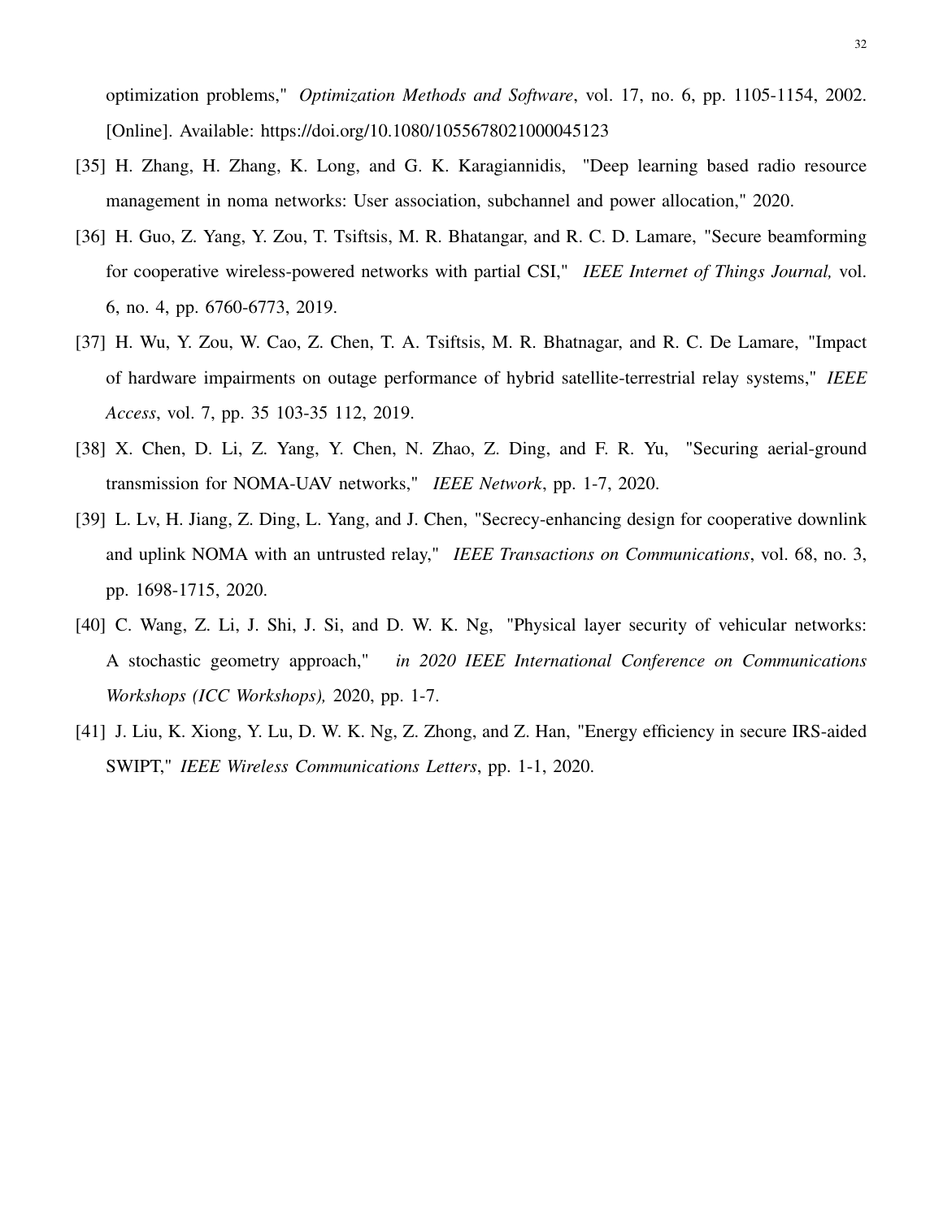optimization problems," *Optimization Methods and Software*, vol. 17, no. 6, pp. 1105-1154, 2002. [Online]. Available: https://doi.org/10.1080/1055678021000045123

[35] H. Zhang, H. Zhang, K. Long, and G. K. Karagiannidis, "Deep learning based radio resource management in noma networks: User association, subchannel and power allocation," 2020.

[36] H. Guo, Z. Yang, Y. Zou, T. Tsiftsis, M. R. Bhatangar, and R. C. D. Lamare, "Secure beamforming for cooperative wireless-powered networks with partial CSI," *IEEE Internet of Things Journal,* vol. 6, no. 4, pp. 6760-6773, 2019.

[37] H. Wu, Y. Zou, W. Cao, Z. Chen, T. A. Tsiftsis, M. R. Bhatnagar, and R. C. De Lamare, "Impact of hardware impairments on outage performance of hybrid satellite-terrestrial relay systems," *IEEE Access*, vol. 7, pp. 35 103-35 112, 2019.

[38] X. Chen, D. Li, Z. Yang, Y. Chen, N. Zhao, Z. Ding, and F. R. Yu, "Securing aerial-ground transmission for NOMA-UAV networks," *IEEE Network*, pp. 1-7, 2020.

[39] L. Lv, H. Jiang, Z. Ding, L. Yang, and J. Chen, "Secrecy-enhancing design for cooperative downlink and uplink NOMA with an untrusted relay," *IEEE Transactions on Communications*, vol. 68, no. 3, pp. 1698-1715, 2020.

[40] C. Wang, Z. Li, J. Shi, J. Si, and D. W. K. Ng, "Physical layer security of vehicular networks: A stochastic geometry approach," *in 2020 IEEE International Conference on Communications Workshops (ICC Workshops),* 2020, pp. 1-7.

[41] J. Liu, K. Xiong, Y. Lu, D. W. K. Ng, Z. Zhong, and Z. Han, "Energy efficiency in secure IRS-aided SWIPT," *IEEE Wireless Communications Letters*, pp. 1-1, 2020.